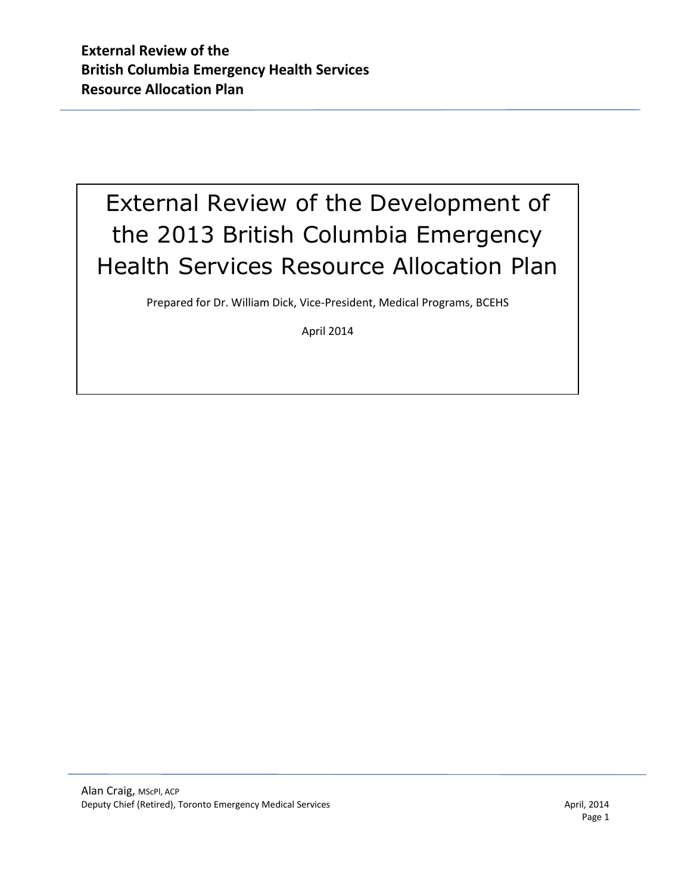# External Review of the Development of the 2013 British Columbia Emergency Health Services Resource Allocation Plan

Prepared for Dr. William Dick, Vice-President, Medical Programs, BCEHS

April 2014

Alan Craig, MScPl, ACP
Deputy Chief (Retired), Toronto Emergency Medical Services

April, 2014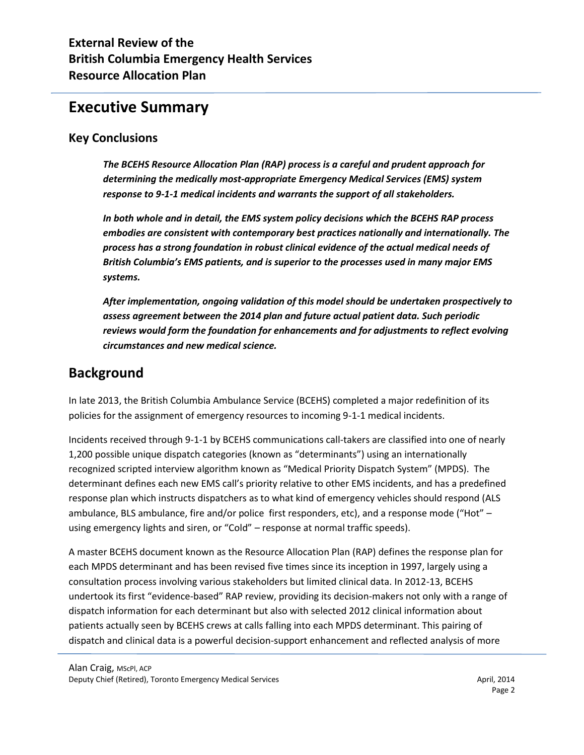# Executive Summary

## Key Conclusions

> ***The BCEHS Resource Allocation Plan (RAP) process is a careful and prudent approach for determining the medically most-appropriate Emergency Medical Services (EMS) system response to 9-1-1 medical incidents and warrants the support of all stakeholders.***
>
> ***In both whole and in detail, the EMS system policy decisions which the BCEHS RAP process embodies are consistent with contemporary best practices nationally and internationally. The process has a strong foundation in robust clinical evidence of the actual medical needs of British Columbia's EMS patients, and is superior to the processes used in many major EMS systems.***
>
> ***After implementation, ongoing validation of this model should be undertaken prospectively to assess agreement between the 2014 plan and future actual patient data. Such periodic reviews would form the foundation for enhancements and for adjustments to reflect evolving circumstances and new medical science.***

# Background

In late 2013, the British Columbia Ambulance Service (BCEHS) completed a major redefinition of its policies for the assignment of emergency resources to incoming 9-1-1 medical incidents.

Incidents received through 9-1-1 by BCEHS communications call-takers are classified into one of nearly 1,200 possible unique dispatch categories (known as "determinants") using an internationally recognized scripted interview algorithm known as "Medical Priority Dispatch System" (MPDS). The determinant defines each new EMS call's priority relative to other EMS incidents, and has a predefined response plan which instructs dispatchers as to what kind of emergency vehicles should respond (ALS ambulance, BLS ambulance, fire and/or police first responders, etc), and a response mode ("Hot" – using emergency lights and siren, or "Cold" – response at normal traffic speeds).

A master BCEHS document known as the Resource Allocation Plan (RAP) defines the response plan for each MPDS determinant and has been revised five times since its inception in 1997, largely using a consultation process involving various stakeholders but limited clinical data. In 2012-13, BCEHS undertook its first "evidence-based" RAP review, providing its decision-makers not only with a range of dispatch information for each determinant but also with selected 2012 clinical information about patients actually seen by BCEHS crews at calls falling into each MPDS determinant. This pairing of dispatch and clinical data is a powerful decision-support enhancement and reflected analysis of more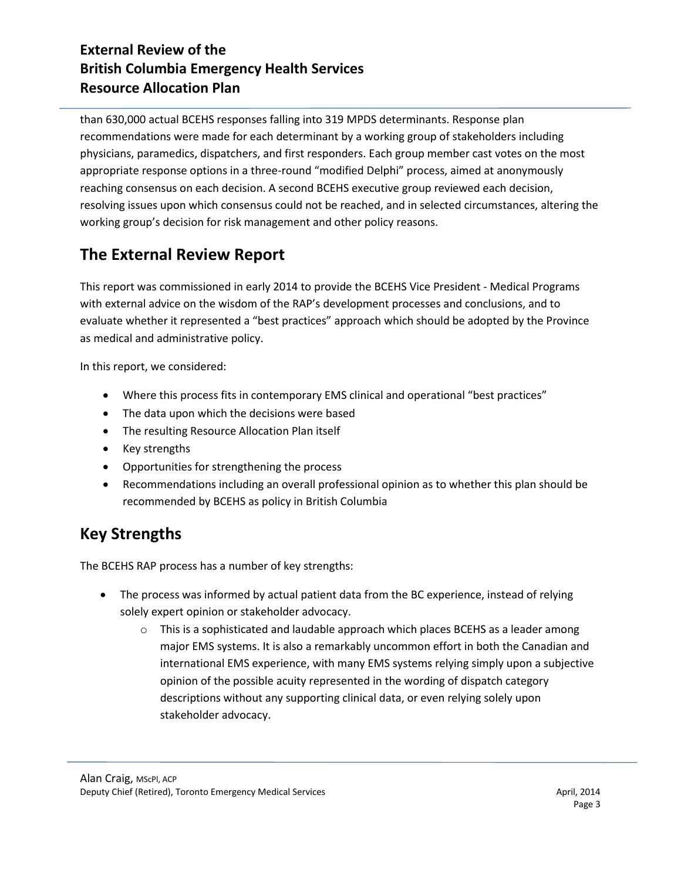than 630,000 actual BCEHS responses falling into 319 MPDS determinants. Response plan recommendations were made for each determinant by a working group of stakeholders including physicians, paramedics, dispatchers, and first responders. Each group member cast votes on the most appropriate response options in a three-round "modified Delphi" process, aimed at anonymously reaching consensus on each decision. A second BCEHS executive group reviewed each decision, resolving issues upon which consensus could not be reached, and in selected circumstances, altering the working group's decision for risk management and other policy reasons.

## The External Review Report

This report was commissioned in early 2014 to provide the BCEHS Vice President - Medical Programs with external advice on the wisdom of the RAP's development processes and conclusions, and to evaluate whether it represented a "best practices" approach which should be adopted by the Province as medical and administrative policy.

In this report, we considered:

- Where this process fits in contemporary EMS clinical and operational "best practices"
- The data upon which the decisions were based
- The resulting Resource Allocation Plan itself
- Key strengths
- Opportunities for strengthening the process
- Recommendations including an overall professional opinion as to whether this plan should be recommended by BCEHS as policy in British Columbia

## Key Strengths

The BCEHS RAP process has a number of key strengths:

- The process was informed by actual patient data from the BC experience, instead of relying solely expert opinion or stakeholder advocacy.
    - This is a sophisticated and laudable approach which places BCEHS as a leader among major EMS systems. It is also a remarkably uncommon effort in both the Canadian and international EMS experience, with many EMS systems relying simply upon a subjective opinion of the possible acuity represented in the wording of dispatch category descriptions without any supporting clinical data, or even relying solely upon stakeholder advocacy.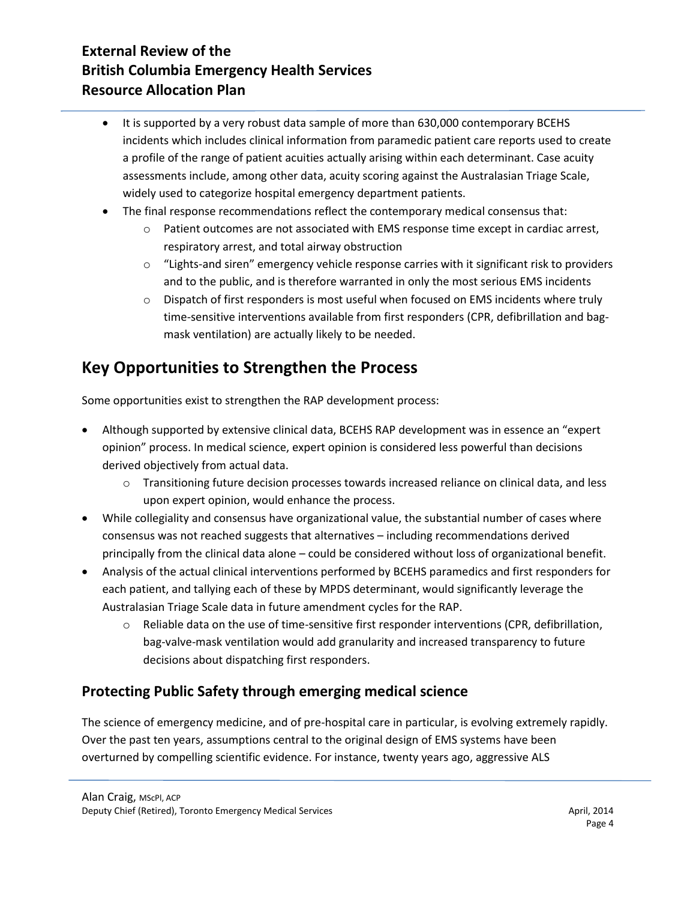- It is supported by a very robust data sample of more than 630,000 contemporary BCEHS incidents which includes clinical information from paramedic patient care reports used to create a profile of the range of patient acuities actually arising within each determinant. Case acuity assessments include, among other data, acuity scoring against the Australasian Triage Scale, widely used to categorize hospital emergency department patients.
- The final response recommendations reflect the contemporary medical consensus that:
    - Patient outcomes are not associated with EMS response time except in cardiac arrest, respiratory arrest, and total airway obstruction
    - "Lights-and siren" emergency vehicle response carries with it significant risk to providers and to the public, and is therefore warranted in only the most serious EMS incidents
    - Dispatch of first responders is most useful when focused on EMS incidents where truly time-sensitive interventions available from first responders (CPR, defibrillation and bag-mask ventilation) are actually likely to be needed.

## Key Opportunities to Strengthen the Process

Some opportunities exist to strengthen the RAP development process:

- Although supported by extensive clinical data, BCEHS RAP development was in essence an "expert opinion" process. In medical science, expert opinion is considered less powerful than decisions derived objectively from actual data.
    - Transitioning future decision processes towards increased reliance on clinical data, and less upon expert opinion, would enhance the process.
- While collegiality and consensus have organizational value, the substantial number of cases where consensus was not reached suggests that alternatives – including recommendations derived principally from the clinical data alone – could be considered without loss of organizational benefit.
- Analysis of the actual clinical interventions performed by BCEHS paramedics and first responders for each patient, and tallying each of these by MPDS determinant, would significantly leverage the Australasian Triage Scale data in future amendment cycles for the RAP.
    - Reliable data on the use of time-sensitive first responder interventions (CPR, defibrillation, bag-valve-mask ventilation would add granularity and increased transparency to future decisions about dispatching first responders.

### Protecting Public Safety through emerging medical science

The science of emergency medicine, and of pre-hospital care in particular, is evolving extremely rapidly. Over the past ten years, assumptions central to the original design of EMS systems have been overturned by compelling scientific evidence. For instance, twenty years ago, aggressive ALS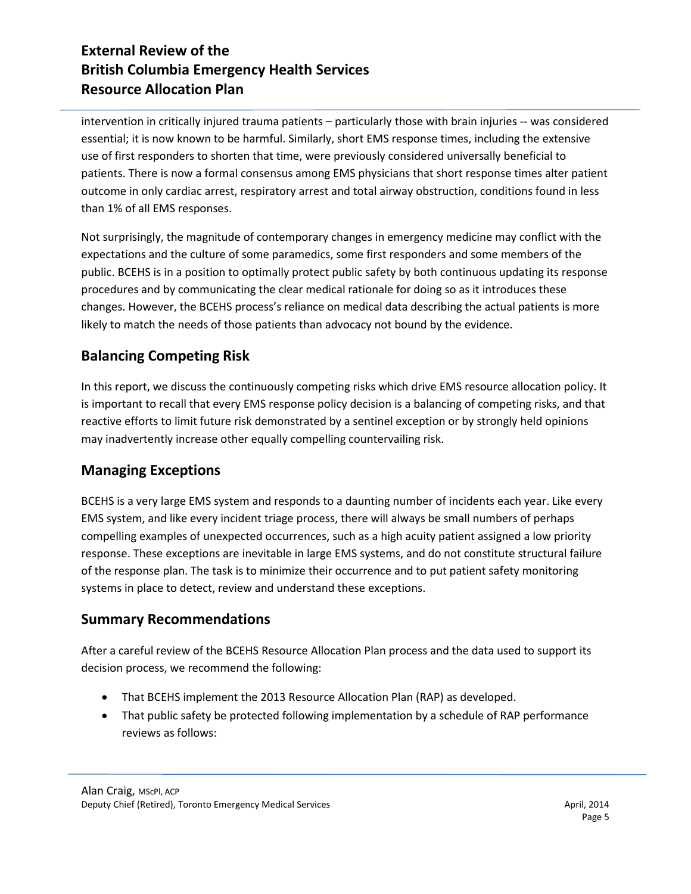intervention in critically injured trauma patients – particularly those with brain injuries -- was considered essential; it is now known to be harmful. Similarly, short EMS response times, including the extensive use of first responders to shorten that time, were previously considered universally beneficial to patients. There is now a formal consensus among EMS physicians that short response times alter patient outcome in only cardiac arrest, respiratory arrest and total airway obstruction, conditions found in less than 1% of all EMS responses.

Not surprisingly, the magnitude of contemporary changes in emergency medicine may conflict with the expectations and the culture of some paramedics, some first responders and some members of the public. BCEHS is in a position to optimally protect public safety by both continuous updating its response procedures and by communicating the clear medical rationale for doing so as it introduces these changes. However, the BCEHS process's reliance on medical data describing the actual patients is more likely to match the needs of those patients than advocacy not bound by the evidence.

## Balancing Competing Risk

In this report, we discuss the continuously competing risks which drive EMS resource allocation policy. It is important to recall that every EMS response policy decision is a balancing of competing risks, and that reactive efforts to limit future risk demonstrated by a sentinel exception or by strongly held opinions may inadvertently increase other equally compelling countervailing risk.

## Managing Exceptions

BCEHS is a very large EMS system and responds to a daunting number of incidents each year. Like every EMS system, and like every incident triage process, there will always be small numbers of perhaps compelling examples of unexpected occurrences, such as a high acuity patient assigned a low priority response. These exceptions are inevitable in large EMS systems, and do not constitute structural failure of the response plan. The task is to minimize their occurrence and to put patient safety monitoring systems in place to detect, review and understand these exceptions.

## Summary Recommendations

After a careful review of the BCEHS Resource Allocation Plan process and the data used to support its decision process, we recommend the following:

- That BCEHS implement the 2013 Resource Allocation Plan (RAP) as developed.
- That public safety be protected following implementation by a schedule of RAP performance reviews as follows: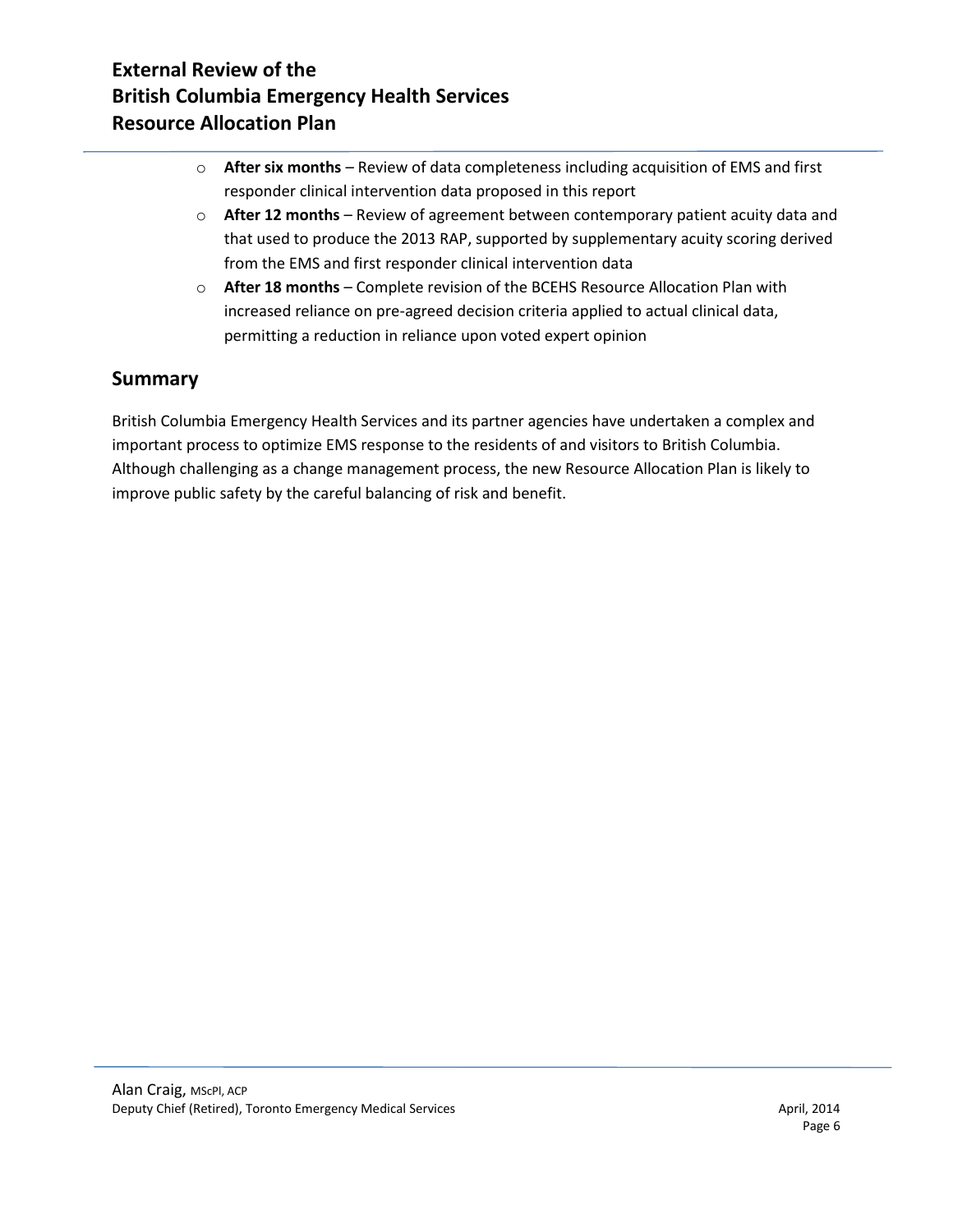- **After six months** – Review of data completeness including acquisition of EMS and first responder clinical intervention data proposed in this report
- **After 12 months** – Review of agreement between contemporary patient acuity data and that used to produce the 2013 RAP, supported by supplementary acuity scoring derived from the EMS and first responder clinical intervention data
- **After 18 months** – Complete revision of the BCEHS Resource Allocation Plan with increased reliance on pre-agreed decision criteria applied to actual clinical data, permitting a reduction in reliance upon voted expert opinion

## Summary

British Columbia Emergency Health Services and its partner agencies have undertaken a complex and important process to optimize EMS response to the residents of and visitors to British Columbia. Although challenging as a change management process, the new Resource Allocation Plan is likely to improve public safety by the careful balancing of risk and benefit.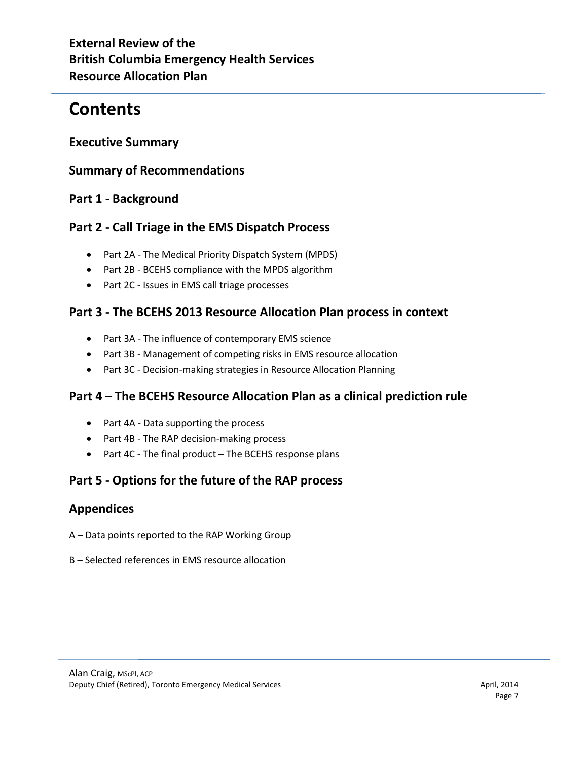# Contents

## Executive Summary

## Summary of Recommendations

## Part 1 - Background

## Part 2 - Call Triage in the EMS Dispatch Process

- Part 2A - The Medical Priority Dispatch System (MPDS)
- Part 2B - BCEHS compliance with the MPDS algorithm
- Part 2C - Issues in EMS call triage processes

## Part 3 - The BCEHS 2013 Resource Allocation Plan process in context

- Part 3A - The influence of contemporary EMS science
- Part 3B - Management of competing risks in EMS resource allocation
- Part 3C - Decision-making strategies in Resource Allocation Planning

## Part 4 – The BCEHS Resource Allocation Plan as a clinical prediction rule

- Part 4A - Data supporting the process
- Part 4B - The RAP decision-making process
- Part 4C - The final product – The BCEHS response plans

## Part 5 - Options for the future of the RAP process

## Appendices

A – Data points reported to the RAP Working Group

B – Selected references in EMS resource allocation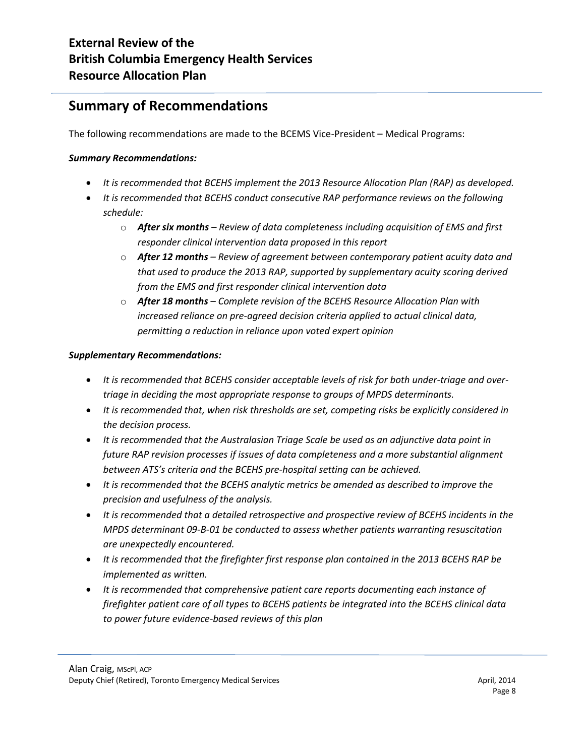## Summary of Recommendations

The following recommendations are made to the BCEMS Vice-President – Medical Programs:

***Summary Recommendations:***

- *It is recommended that BCEHS implement the 2013 Resource Allocation Plan (RAP) as developed.*
- *It is recommended that BCEHS conduct consecutive RAP performance reviews on the following schedule:*
  - ***After six months** – Review of data completeness including acquisition of EMS and first responder clinical intervention data proposed in this report*
  - ***After 12 months** – Review of agreement between contemporary patient acuity data and that used to produce the 2013 RAP, supported by supplementary acuity scoring derived from the EMS and first responder clinical intervention data*
  - ***After 18 months** – Complete revision of the BCEHS Resource Allocation Plan with increased reliance on pre-agreed decision criteria applied to actual clinical data, permitting a reduction in reliance upon voted expert opinion*

***Supplementary Recommendations:***

- *It is recommended that BCEHS consider acceptable levels of risk for both under-triage and over-triage in deciding the most appropriate response to groups of MPDS determinants.*
- *It is recommended that, when risk thresholds are set, competing risks be explicitly considered in the decision process.*
- *It is recommended that the Australasian Triage Scale be used as an adjunctive data point in future RAP revision processes if issues of data completeness and a more substantial alignment between ATS's criteria and the BCEHS pre-hospital setting can be achieved.*
- *It is recommended that the BCEHS analytic metrics be amended as described to improve the precision and usefulness of the analysis.*
- *It is recommended that a detailed retrospective and prospective review of BCEHS incidents in the MPDS determinant 09-B-01 be conducted to assess whether patients warranting resuscitation are unexpectedly encountered.*
- *It is recommended that the firefighter first response plan contained in the 2013 BCEHS RAP be implemented as written.*
- *It is recommended that comprehensive patient care reports documenting each instance of firefighter patient care of all types to BCEHS patients be integrated into the BCEHS clinical data to power future evidence-based reviews of this plan*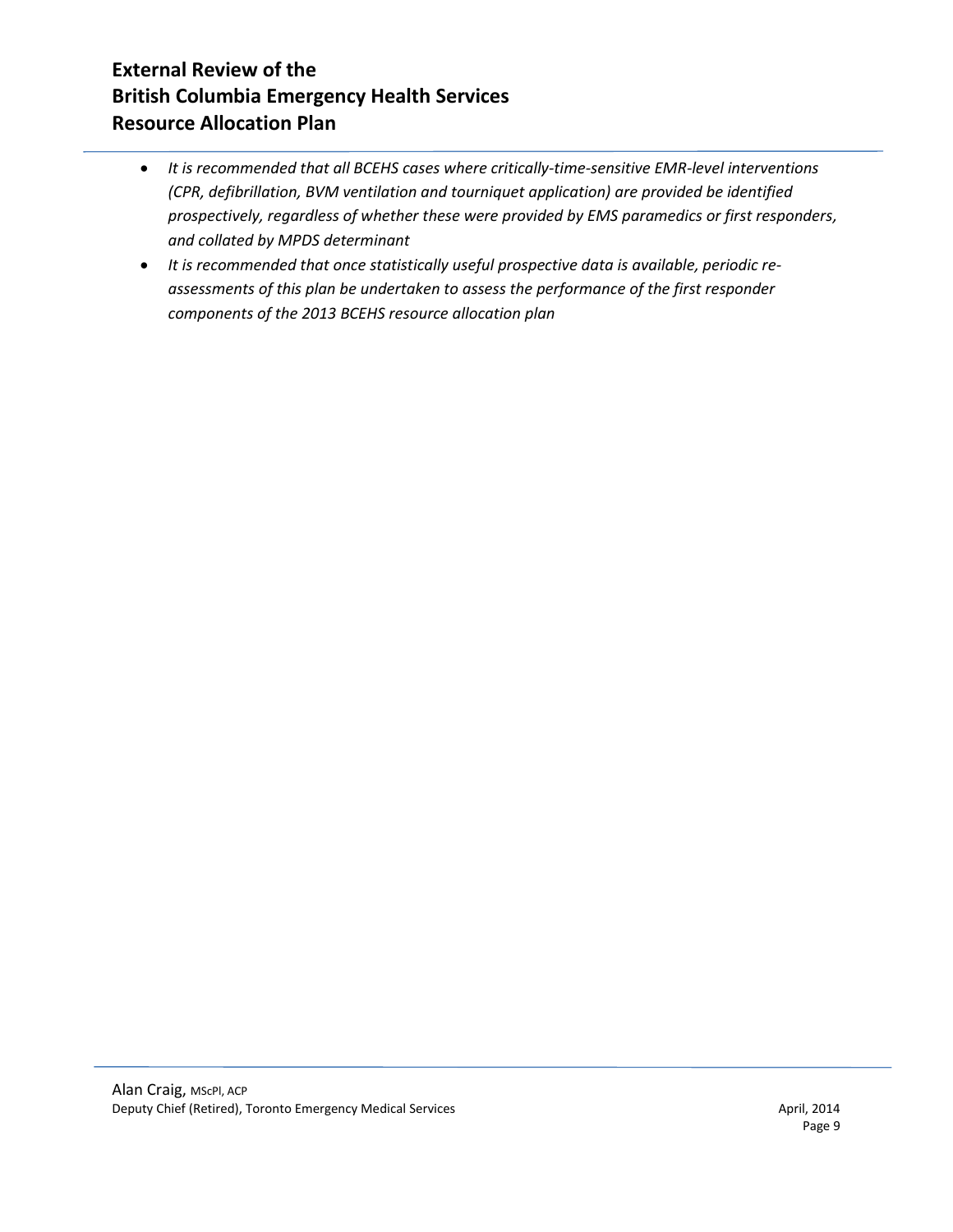- *It is recommended that all BCEHS cases where critically-time-sensitive EMR-level interventions (CPR, defibrillation, BVM ventilation and tourniquet application) are provided be identified prospectively, regardless of whether these were provided by EMS paramedics or first responders, and collated by MPDS determinant*
- *It is recommended that once statistically useful prospective data is available, periodic re-assessments of this plan be undertaken to assess the performance of the first responder components of the 2013 BCEHS resource allocation plan*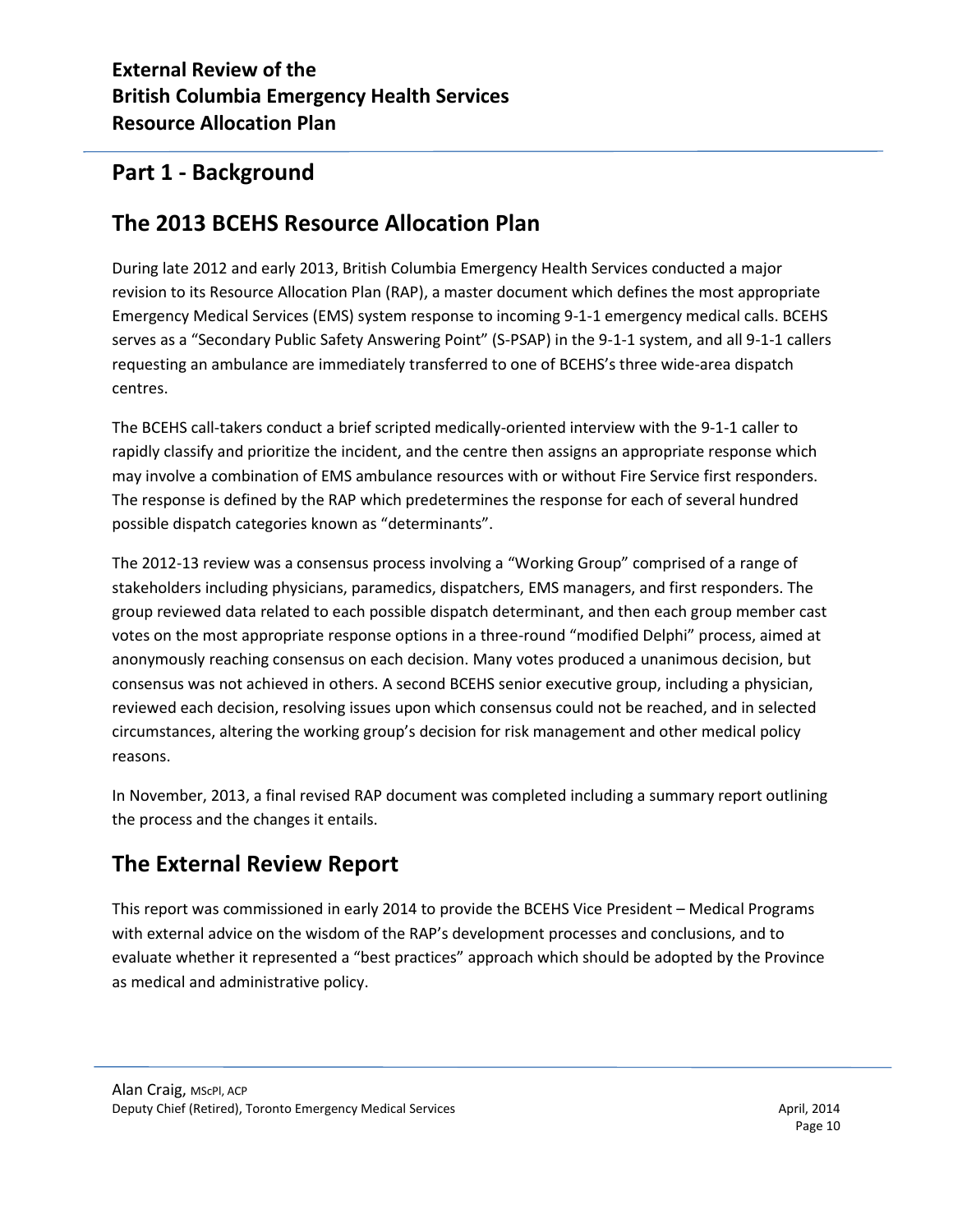## Part 1 - Background

## The 2013 BCEHS Resource Allocation Plan

During late 2012 and early 2013, British Columbia Emergency Health Services conducted a major revision to its Resource Allocation Plan (RAP), a master document which defines the most appropriate Emergency Medical Services (EMS) system response to incoming 9-1-1 emergency medical calls. BCEHS serves as a "Secondary Public Safety Answering Point" (S-PSAP) in the 9-1-1 system, and all 9-1-1 callers requesting an ambulance are immediately transferred to one of BCEHS's three wide-area dispatch centres.

The BCEHS call-takers conduct a brief scripted medically-oriented interview with the 9-1-1 caller to rapidly classify and prioritize the incident, and the centre then assigns an appropriate response which may involve a combination of EMS ambulance resources with or without Fire Service first responders. The response is defined by the RAP which predetermines the response for each of several hundred possible dispatch categories known as "determinants".

The 2012-13 review was a consensus process involving a "Working Group" comprised of a range of stakeholders including physicians, paramedics, dispatchers, EMS managers, and first responders. The group reviewed data related to each possible dispatch determinant, and then each group member cast votes on the most appropriate response options in a three-round "modified Delphi" process, aimed at anonymously reaching consensus on each decision. Many votes produced a unanimous decision, but consensus was not achieved in others. A second BCEHS senior executive group, including a physician, reviewed each decision, resolving issues upon which consensus could not be reached, and in selected circumstances, altering the working group's decision for risk management and other medical policy reasons.

In November, 2013, a final revised RAP document was completed including a summary report outlining the process and the changes it entails.

## The External Review Report

This report was commissioned in early 2014 to provide the BCEHS Vice President – Medical Programs with external advice on the wisdom of the RAP's development processes and conclusions, and to evaluate whether it represented a "best practices" approach which should be adopted by the Province as medical and administrative policy.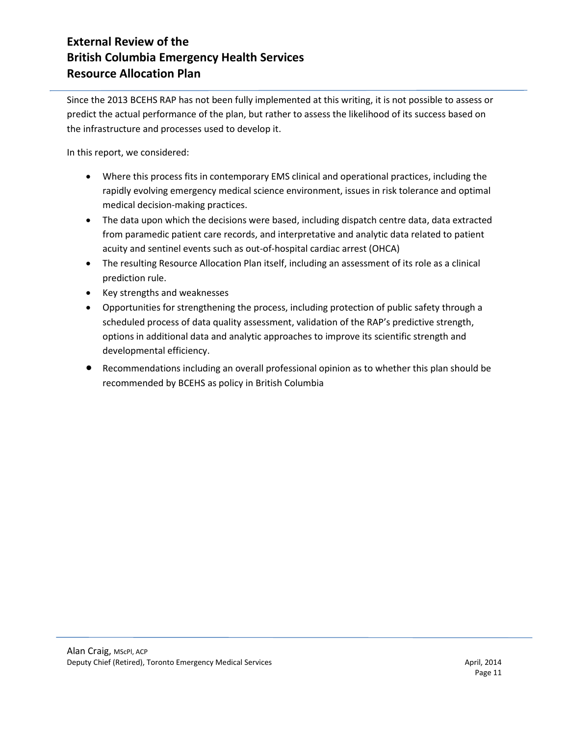Since the 2013 BCEHS RAP has not been fully implemented at this writing, it is not possible to assess or predict the actual performance of the plan, but rather to assess the likelihood of its success based on the infrastructure and processes used to develop it.

In this report, we considered:

- Where this process fits in contemporary EMS clinical and operational practices, including the rapidly evolving emergency medical science environment, issues in risk tolerance and optimal medical decision-making practices.
- The data upon which the decisions were based, including dispatch centre data, data extracted from paramedic patient care records, and interpretative and analytic data related to patient acuity and sentinel events such as out-of-hospital cardiac arrest (OHCA)
- The resulting Resource Allocation Plan itself, including an assessment of its role as a clinical prediction rule.
- Key strengths and weaknesses
- Opportunities for strengthening the process, including protection of public safety through a scheduled process of data quality assessment, validation of the RAP's predictive strength, options in additional data and analytic approaches to improve its scientific strength and developmental efficiency.
- Recommendations including an overall professional opinion as to whether this plan should be recommended by BCEHS as policy in British Columbia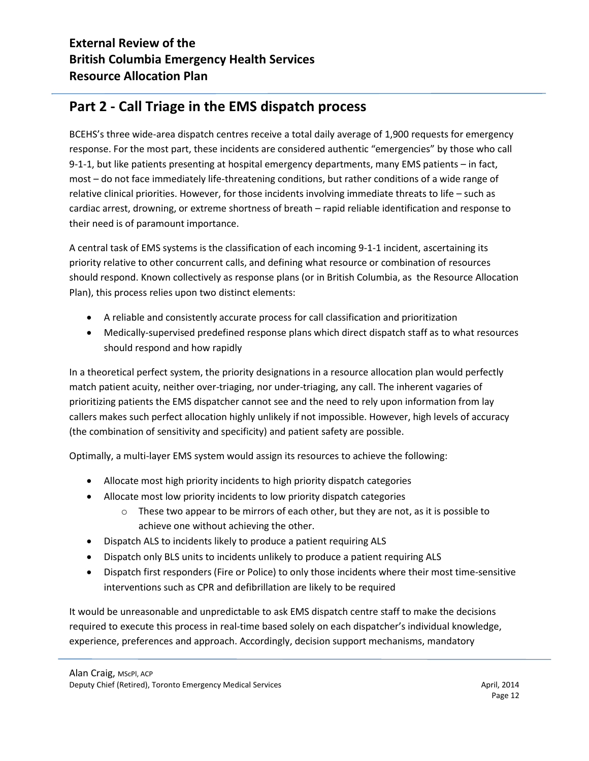## Part 2 - Call Triage in the EMS dispatch process

BCEHS's three wide-area dispatch centres receive a total daily average of 1,900 requests for emergency response. For the most part, these incidents are considered authentic "emergencies" by those who call 9-1-1, but like patients presenting at hospital emergency departments, many EMS patients – in fact, most – do not face immediately life-threatening conditions, but rather conditions of a wide range of relative clinical priorities. However, for those incidents involving immediate threats to life – such as cardiac arrest, drowning, or extreme shortness of breath – rapid reliable identification and response to their need is of paramount importance.

A central task of EMS systems is the classification of each incoming 9-1-1 incident, ascertaining its priority relative to other concurrent calls, and defining what resource or combination of resources should respond. Known collectively as response plans (or in British Columbia, as the Resource Allocation Plan), this process relies upon two distinct elements:

- A reliable and consistently accurate process for call classification and prioritization
- Medically-supervised predefined response plans which direct dispatch staff as to what resources should respond and how rapidly

In a theoretical perfect system, the priority designations in a resource allocation plan would perfectly match patient acuity, neither over-triaging, nor under-triaging, any call. The inherent vagaries of prioritizing patients the EMS dispatcher cannot see and the need to rely upon information from lay callers makes such perfect allocation highly unlikely if not impossible. However, high levels of accuracy (the combination of sensitivity and specificity) and patient safety are possible.

Optimally, a multi-layer EMS system would assign its resources to achieve the following:

- Allocate most high priority incidents to high priority dispatch categories
- Allocate most low priority incidents to low priority dispatch categories
    - These two appear to be mirrors of each other, but they are not, as it is possible to achieve one without achieving the other.
- Dispatch ALS to incidents likely to produce a patient requiring ALS
- Dispatch only BLS units to incidents unlikely to produce a patient requiring ALS
- Dispatch first responders (Fire or Police) to only those incidents where their most time-sensitive interventions such as CPR and defibrillation are likely to be required

It would be unreasonable and unpredictable to ask EMS dispatch centre staff to make the decisions required to execute this process in real-time based solely on each dispatcher's individual knowledge, experience, preferences and approach. Accordingly, decision support mechanisms, mandatory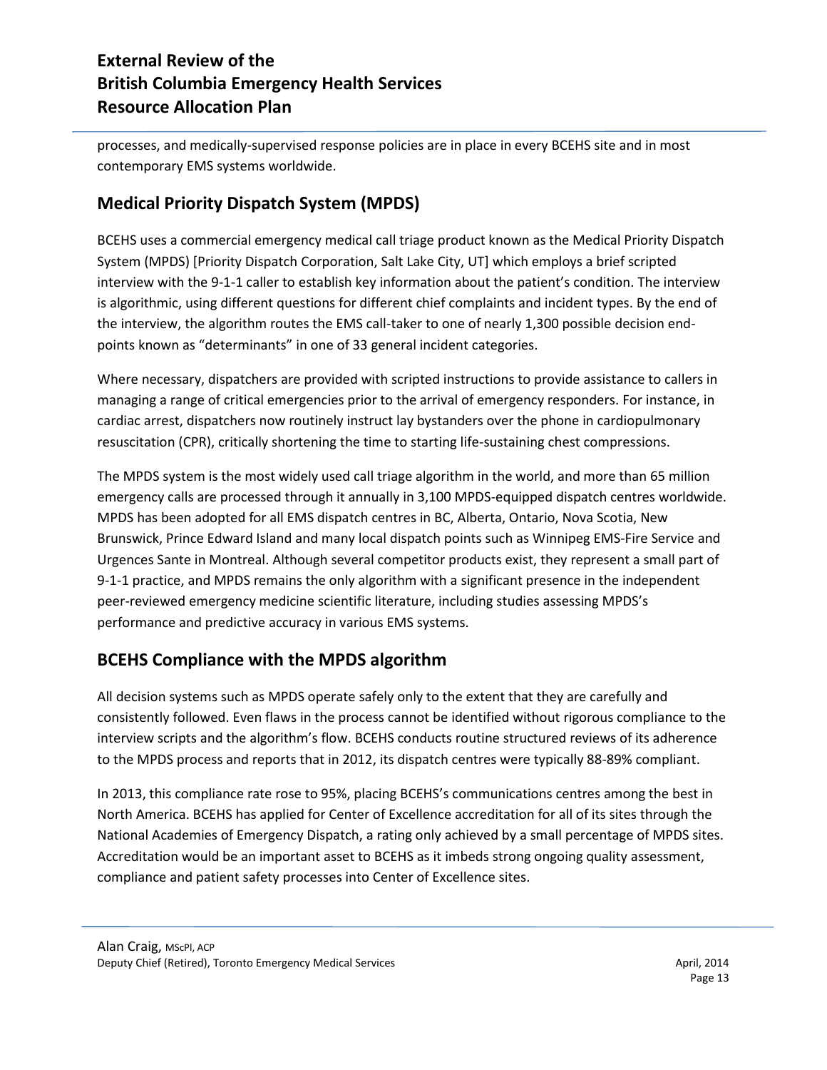processes, and medically-supervised response policies are in place in every BCEHS site and in most contemporary EMS systems worldwide.

## Medical Priority Dispatch System (MPDS)

BCEHS uses a commercial emergency medical call triage product known as the Medical Priority Dispatch System (MPDS) [Priority Dispatch Corporation, Salt Lake City, UT] which employs a brief scripted interview with the 9-1-1 caller to establish key information about the patient's condition. The interview is algorithmic, using different questions for different chief complaints and incident types. By the end of the interview, the algorithm routes the EMS call-taker to one of nearly 1,300 possible decision end-points known as "determinants" in one of 33 general incident categories.

Where necessary, dispatchers are provided with scripted instructions to provide assistance to callers in managing a range of critical emergencies prior to the arrival of emergency responders. For instance, in cardiac arrest, dispatchers now routinely instruct lay bystanders over the phone in cardiopulmonary resuscitation (CPR), critically shortening the time to starting life-sustaining chest compressions.

The MPDS system is the most widely used call triage algorithm in the world, and more than 65 million emergency calls are processed through it annually in 3,100 MPDS-equipped dispatch centres worldwide. MPDS has been adopted for all EMS dispatch centres in BC, Alberta, Ontario, Nova Scotia, New Brunswick, Prince Edward Island and many local dispatch points such as Winnipeg EMS-Fire Service and Urgences Sante in Montreal. Although several competitor products exist, they represent a small part of 9-1-1 practice, and MPDS remains the only algorithm with a significant presence in the independent peer-reviewed emergency medicine scientific literature, including studies assessing MPDS's performance and predictive accuracy in various EMS systems.

## BCEHS Compliance with the MPDS algorithm

All decision systems such as MPDS operate safely only to the extent that they are carefully and consistently followed. Even flaws in the process cannot be identified without rigorous compliance to the interview scripts and the algorithm's flow. BCEHS conducts routine structured reviews of its adherence to the MPDS process and reports that in 2012, its dispatch centres were typically 88-89% compliant.

In 2013, this compliance rate rose to 95%, placing BCEHS's communications centres among the best in North America. BCEHS has applied for Center of Excellence accreditation for all of its sites through the National Academies of Emergency Dispatch, a rating only achieved by a small percentage of MPDS sites. Accreditation would be an important asset to BCEHS as it imbeds strong ongoing quality assessment, compliance and patient safety processes into Center of Excellence sites.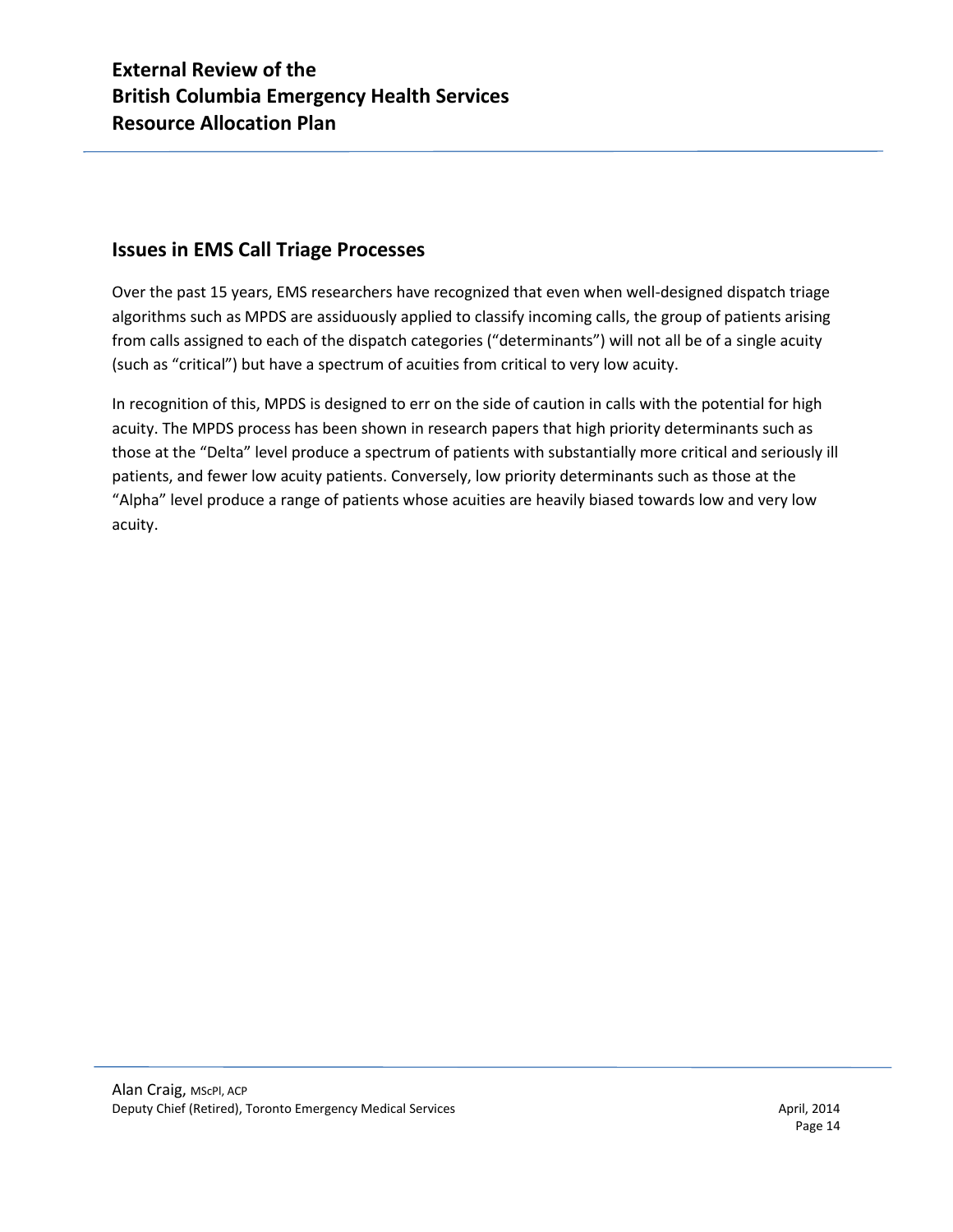## Issues in EMS Call Triage Processes

Over the past 15 years, EMS researchers have recognized that even when well-designed dispatch triage algorithms such as MPDS are assiduously applied to classify incoming calls, the group of patients arising from calls assigned to each of the dispatch categories ("determinants") will not all be of a single acuity (such as "critical") but have a spectrum of acuities from critical to very low acuity.

In recognition of this, MPDS is designed to err on the side of caution in calls with the potential for high acuity. The MPDS process has been shown in research papers that high priority determinants such as those at the "Delta" level produce a spectrum of patients with substantially more critical and seriously ill patients, and fewer low acuity patients. Conversely, low priority determinants such as those at the "Alpha" level produce a range of patients whose acuities are heavily biased towards low and very low acuity.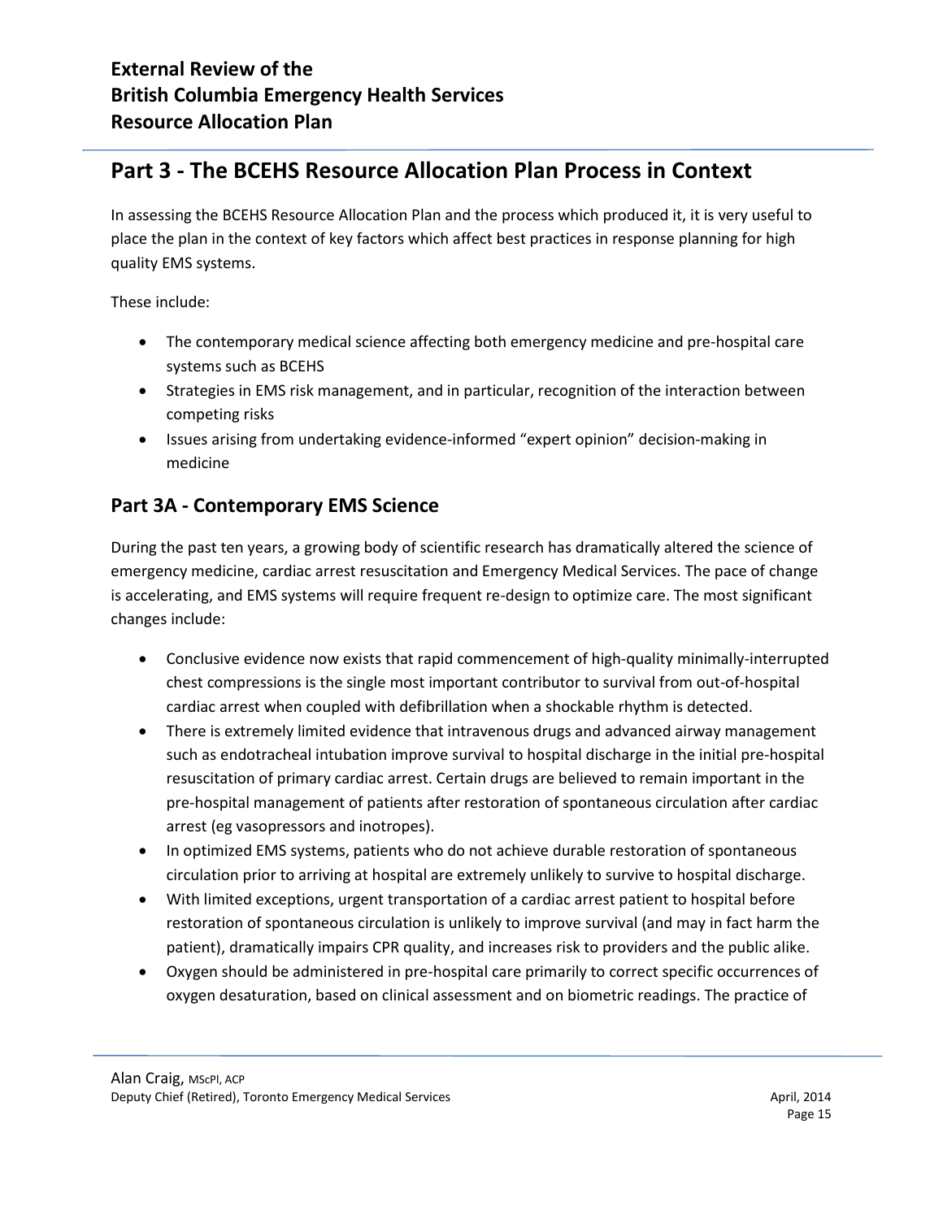## Part 3 - The BCEHS Resource Allocation Plan Process in Context

In assessing the BCEHS Resource Allocation Plan and the process which produced it, it is very useful to place the plan in the context of key factors which affect best practices in response planning for high quality EMS systems.

These include:

- The contemporary medical science affecting both emergency medicine and pre-hospital care systems such as BCEHS
- Strategies in EMS risk management, and in particular, recognition of the interaction between competing risks
- Issues arising from undertaking evidence-informed "expert opinion" decision-making in medicine

### Part 3A - Contemporary EMS Science

During the past ten years, a growing body of scientific research has dramatically altered the science of emergency medicine, cardiac arrest resuscitation and Emergency Medical Services. The pace of change is accelerating, and EMS systems will require frequent re-design to optimize care. The most significant changes include:

- Conclusive evidence now exists that rapid commencement of high-quality minimally-interrupted chest compressions is the single most important contributor to survival from out-of-hospital cardiac arrest when coupled with defibrillation when a shockable rhythm is detected.
- There is extremely limited evidence that intravenous drugs and advanced airway management such as endotracheal intubation improve survival to hospital discharge in the initial pre-hospital resuscitation of primary cardiac arrest. Certain drugs are believed to remain important in the pre-hospital management of patients after restoration of spontaneous circulation after cardiac arrest (eg vasopressors and inotropes).
- In optimized EMS systems, patients who do not achieve durable restoration of spontaneous circulation prior to arriving at hospital are extremely unlikely to survive to hospital discharge.
- With limited exceptions, urgent transportation of a cardiac arrest patient to hospital before restoration of spontaneous circulation is unlikely to improve survival (and may in fact harm the patient), dramatically impairs CPR quality, and increases risk to providers and the public alike.
- Oxygen should be administered in pre-hospital care primarily to correct specific occurrences of oxygen desaturation, based on clinical assessment and on biometric readings. The practice of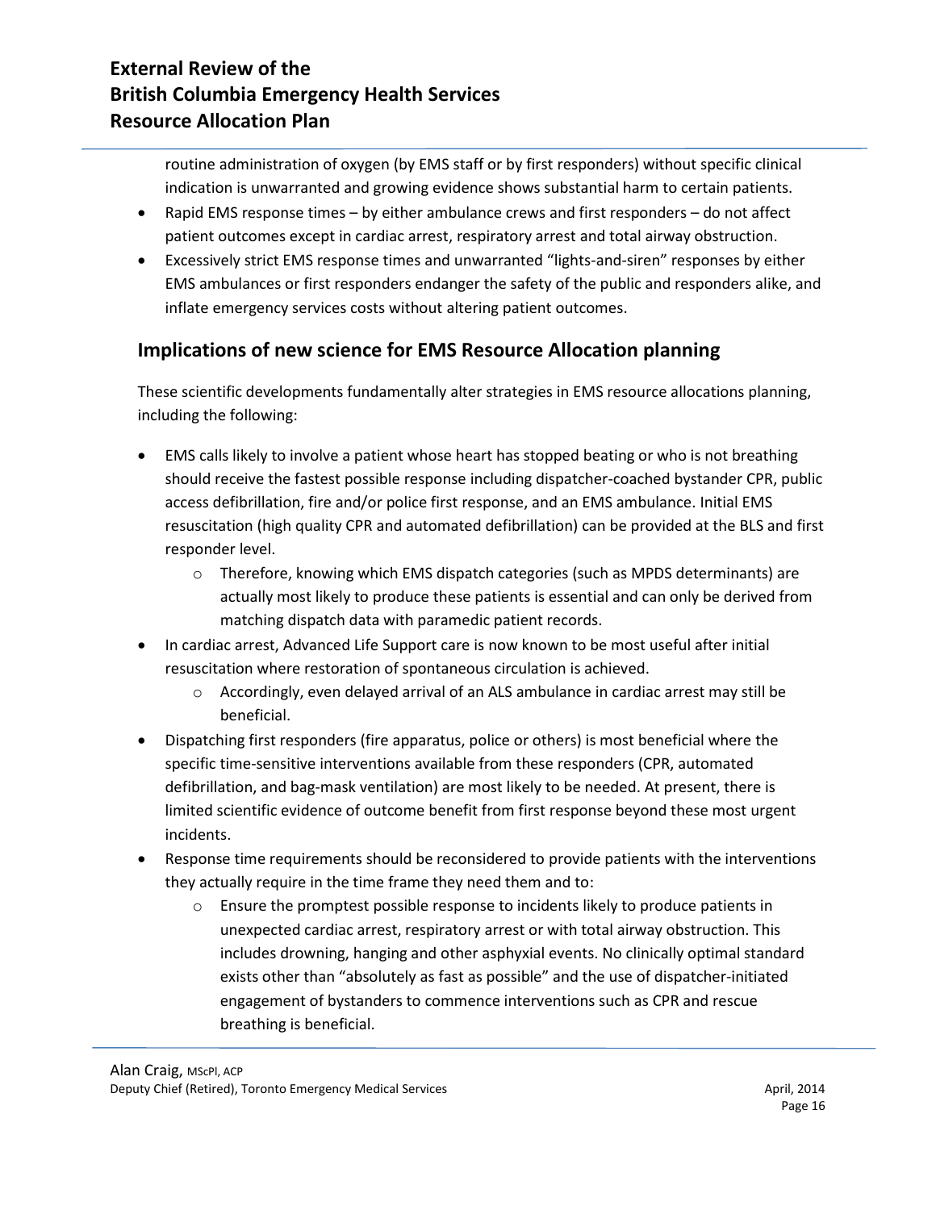routine administration of oxygen (by EMS staff or by first responders) without specific clinical indication is unwarranted and growing evidence shows substantial harm to certain patients.

- Rapid EMS response times – by either ambulance crews and first responders – do not affect patient outcomes except in cardiac arrest, respiratory arrest and total airway obstruction.
- Excessively strict EMS response times and unwarranted "lights-and-siren" responses by either EMS ambulances or first responders endanger the safety of the public and responders alike, and inflate emergency services costs without altering patient outcomes.

## Implications of new science for EMS Resource Allocation planning

These scientific developments fundamentally alter strategies in EMS resource allocations planning, including the following:

- EMS calls likely to involve a patient whose heart has stopped beating or who is not breathing should receive the fastest possible response including dispatcher-coached bystander CPR, public access defibrillation, fire and/or police first response, and an EMS ambulance. Initial EMS resuscitation (high quality CPR and automated defibrillation) can be provided at the BLS and first responder level.
  - Therefore, knowing which EMS dispatch categories (such as MPDS determinants) are actually most likely to produce these patients is essential and can only be derived from matching dispatch data with paramedic patient records.
- In cardiac arrest, Advanced Life Support care is now known to be most useful after initial resuscitation where restoration of spontaneous circulation is achieved.
  - Accordingly, even delayed arrival of an ALS ambulance in cardiac arrest may still be beneficial.
- Dispatching first responders (fire apparatus, police or others) is most beneficial where the specific time-sensitive interventions available from these responders (CPR, automated defibrillation, and bag-mask ventilation) are most likely to be needed. At present, there is limited scientific evidence of outcome benefit from first response beyond these most urgent incidents.
- Response time requirements should be reconsidered to provide patients with the interventions they actually require in the time frame they need them and to:
  - Ensure the promptest possible response to incidents likely to produce patients in unexpected cardiac arrest, respiratory arrest or with total airway obstruction. This includes drowning, hanging and other asphyxial events. No clinically optimal standard exists other than "absolutely as fast as possible" and the use of dispatcher-initiated engagement of bystanders to commence interventions such as CPR and rescue breathing is beneficial.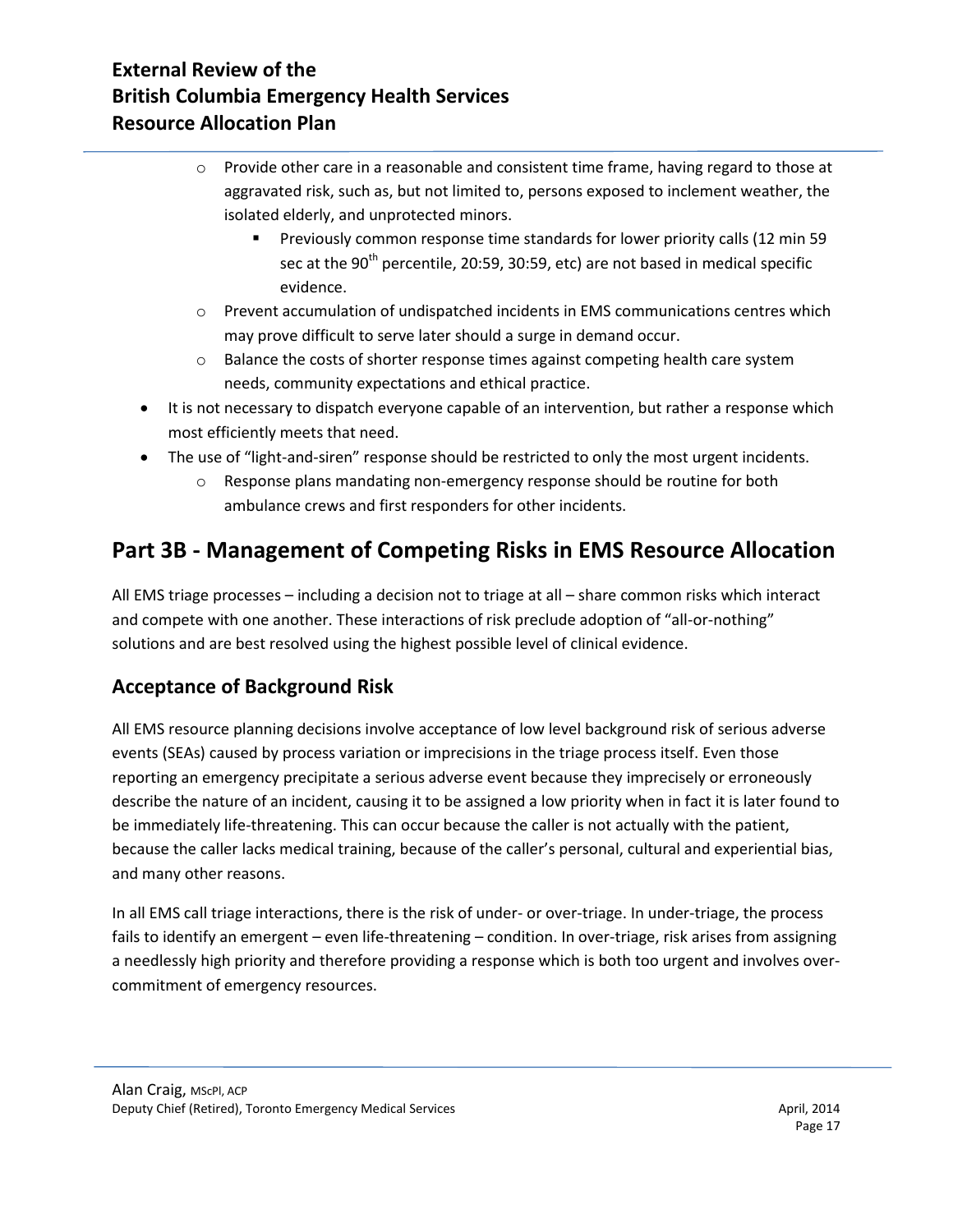- Provide other care in a reasonable and consistent time frame, having regard to those at aggravated risk, such as, but not limited to, persons exposed to inclement weather, the isolated elderly, and unprotected minors.
    - Previously common response time standards for lower priority calls (12 min 59 sec at the 90th percentile, 20:59, 30:59, etc) are not based in medical specific evidence.
  - Prevent accumulation of undispatched incidents in EMS communications centres which may prove difficult to serve later should a surge in demand occur.
  - Balance the costs of shorter response times against competing health care system needs, community expectations and ethical practice.
- It is not necessary to dispatch everyone capable of an intervention, but rather a response which most efficiently meets that need.
- The use of "light-and-siren" response should be restricted to only the most urgent incidents.
  - Response plans mandating non-emergency response should be routine for both ambulance crews and first responders for other incidents.

# Part 3B - Management of Competing Risks in EMS Resource Allocation

All EMS triage processes – including a decision not to triage at all – share common risks which interact and compete with one another. These interactions of risk preclude adoption of "all-or-nothing" solutions and are best resolved using the highest possible level of clinical evidence.

## Acceptance of Background Risk

All EMS resource planning decisions involve acceptance of low level background risk of serious adverse events (SEAs) caused by process variation or imprecisions in the triage process itself. Even those reporting an emergency precipitate a serious adverse event because they imprecisely or erroneously describe the nature of an incident, causing it to be assigned a low priority when in fact it is later found to be immediately life-threatening. This can occur because the caller is not actually with the patient, because the caller lacks medical training, because of the caller's personal, cultural and experiential bias, and many other reasons.

In all EMS call triage interactions, there is the risk of under- or over-triage. In under-triage, the process fails to identify an emergent – even life-threatening – condition. In over-triage, risk arises from assigning a needlessly high priority and therefore providing a response which is both too urgent and involves over-commitment of emergency resources.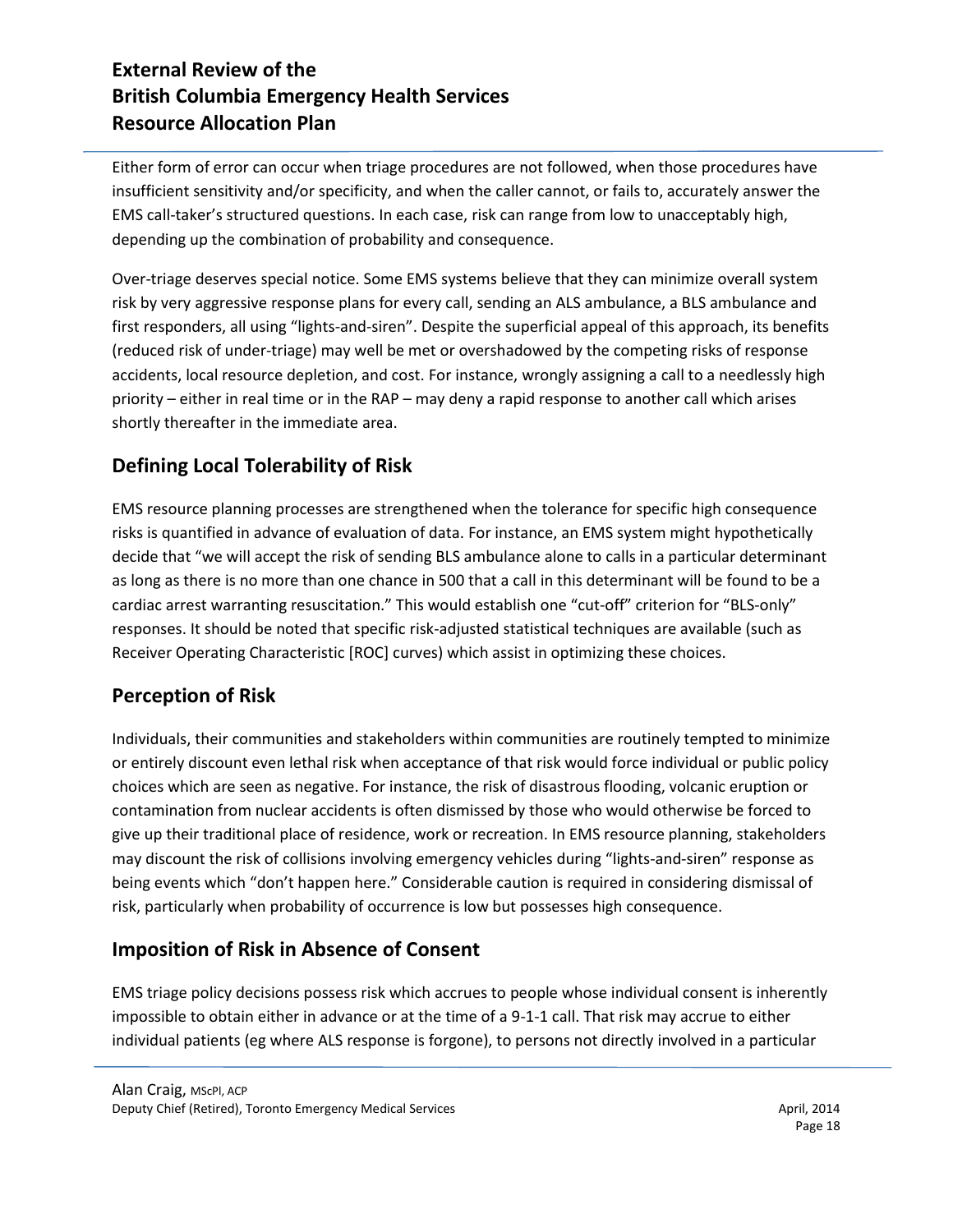Either form of error can occur when triage procedures are not followed, when those procedures have insufficient sensitivity and/or specificity, and when the caller cannot, or fails to, accurately answer the EMS call-taker's structured questions. In each case, risk can range from low to unacceptably high, depending up the combination of probability and consequence.

Over-triage deserves special notice. Some EMS systems believe that they can minimize overall system risk by very aggressive response plans for every call, sending an ALS ambulance, a BLS ambulance and first responders, all using "lights-and-siren". Despite the superficial appeal of this approach, its benefits (reduced risk of under-triage) may well be met or overshadowed by the competing risks of response accidents, local resource depletion, and cost. For instance, wrongly assigning a call to a needlessly high priority – either in real time or in the RAP – may deny a rapid response to another call which arises shortly thereafter in the immediate area.

## Defining Local Tolerability of Risk

EMS resource planning processes are strengthened when the tolerance for specific high consequence risks is quantified in advance of evaluation of data. For instance, an EMS system might hypothetically decide that "we will accept the risk of sending BLS ambulance alone to calls in a particular determinant as long as there is no more than one chance in 500 that a call in this determinant will be found to be a cardiac arrest warranting resuscitation." This would establish one "cut-off" criterion for "BLS-only" responses. It should be noted that specific risk-adjusted statistical techniques are available (such as Receiver Operating Characteristic [ROC] curves) which assist in optimizing these choices.

## Perception of Risk

Individuals, their communities and stakeholders within communities are routinely tempted to minimize or entirely discount even lethal risk when acceptance of that risk would force individual or public policy choices which are seen as negative. For instance, the risk of disastrous flooding, volcanic eruption or contamination from nuclear accidents is often dismissed by those who would otherwise be forced to give up their traditional place of residence, work or recreation. In EMS resource planning, stakeholders may discount the risk of collisions involving emergency vehicles during "lights-and-siren" response as being events which "don't happen here." Considerable caution is required in considering dismissal of risk, particularly when probability of occurrence is low but possesses high consequence.

## Imposition of Risk in Absence of Consent

EMS triage policy decisions possess risk which accrues to people whose individual consent is inherently impossible to obtain either in advance or at the time of a 9-1-1 call. That risk may accrue to either individual patients (eg where ALS response is forgone), to persons not directly involved in a particular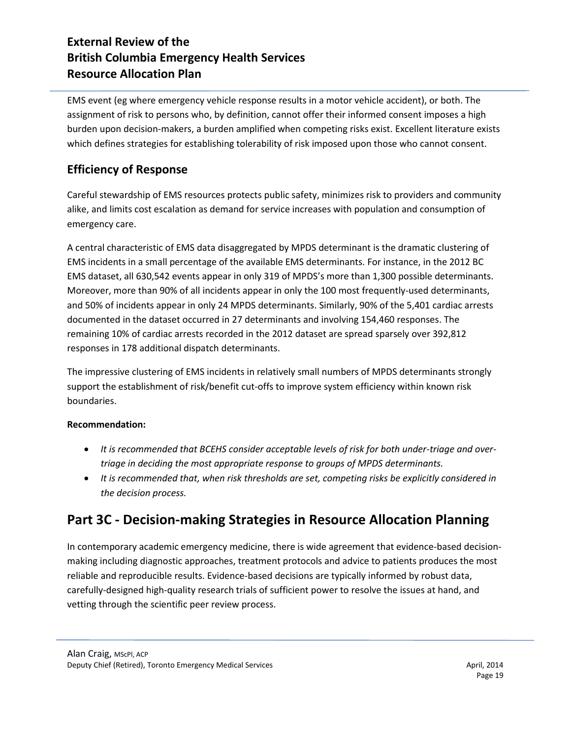EMS event (eg where emergency vehicle response results in a motor vehicle accident), or both. The assignment of risk to persons who, by definition, cannot offer their informed consent imposes a high burden upon decision-makers, a burden amplified when competing risks exist. Excellent literature exists which defines strategies for establishing tolerability of risk imposed upon those who cannot consent.

## Efficiency of Response

Careful stewardship of EMS resources protects public safety, minimizes risk to providers and community alike, and limits cost escalation as demand for service increases with population and consumption of emergency care.

A central characteristic of EMS data disaggregated by MPDS determinant is the dramatic clustering of EMS incidents in a small percentage of the available EMS determinants. For instance, in the 2012 BC EMS dataset, all 630,542 events appear in only 319 of MPDS's more than 1,300 possible determinants. Moreover, more than 90% of all incidents appear in only the 100 most frequently-used determinants, and 50% of incidents appear in only 24 MPDS determinants. Similarly, 90% of the 5,401 cardiac arrests documented in the dataset occurred in 27 determinants and involving 154,460 responses. The remaining 10% of cardiac arrests recorded in the 2012 dataset are spread sparsely over 392,812 responses in 178 additional dispatch determinants.

The impressive clustering of EMS incidents in relatively small numbers of MPDS determinants strongly support the establishment of risk/benefit cut-offs to improve system efficiency within known risk boundaries.

**Recommendation:**

- *It is recommended that BCEHS consider acceptable levels of risk for both under-triage and over-triage in deciding the most appropriate response to groups of MPDS determinants.*
- *It is recommended that, when risk thresholds are set, competing risks be explicitly considered in the decision process.*

# Part 3C - Decision-making Strategies in Resource Allocation Planning

In contemporary academic emergency medicine, there is wide agreement that evidence-based decision-making including diagnostic approaches, treatment protocols and advice to patients produces the most reliable and reproducible results. Evidence-based decisions are typically informed by robust data, carefully-designed high-quality research trials of sufficient power to resolve the issues at hand, and vetting through the scientific peer review process.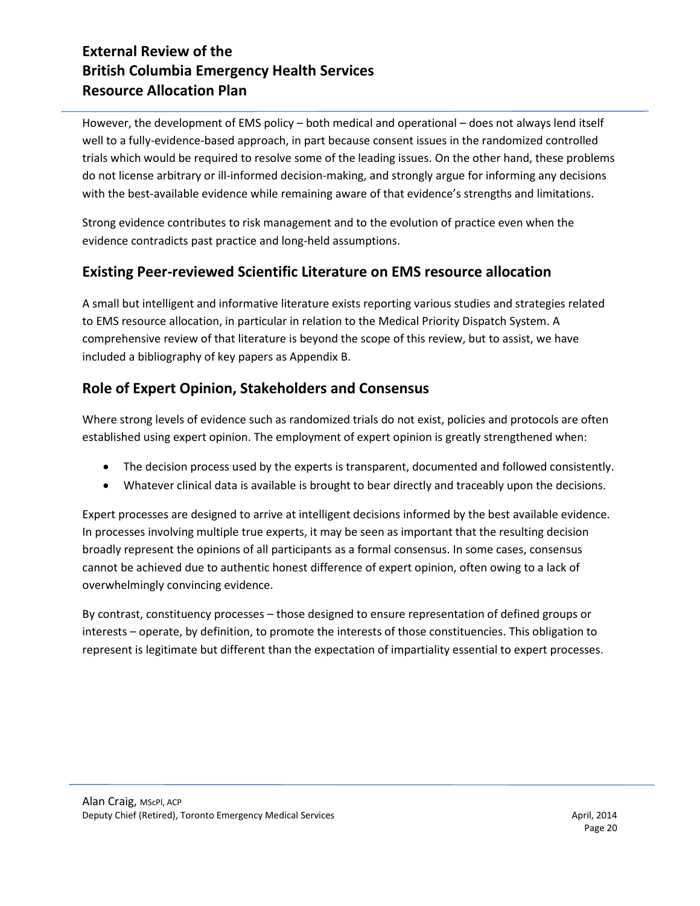However, the development of EMS policy – both medical and operational – does not always lend itself well to a fully-evidence-based approach, in part because consent issues in the randomized controlled trials which would be required to resolve some of the leading issues. On the other hand, these problems do not license arbitrary or ill-informed decision-making, and strongly argue for informing any decisions with the best-available evidence while remaining aware of that evidence's strengths and limitations.

Strong evidence contributes to risk management and to the evolution of practice even when the evidence contradicts past practice and long-held assumptions.

## Existing Peer-reviewed Scientific Literature on EMS resource allocation

A small but intelligent and informative literature exists reporting various studies and strategies related to EMS resource allocation, in particular in relation to the Medical Priority Dispatch System. A comprehensive review of that literature is beyond the scope of this review, but to assist, we have included a bibliography of key papers as Appendix B.

## Role of Expert Opinion, Stakeholders and Consensus

Where strong levels of evidence such as randomized trials do not exist, policies and protocols are often established using expert opinion. The employment of expert opinion is greatly strengthened when:

- The decision process used by the experts is transparent, documented and followed consistently.
- Whatever clinical data is available is brought to bear directly and traceably upon the decisions.

Expert processes are designed to arrive at intelligent decisions informed by the best available evidence. In processes involving multiple true experts, it may be seen as important that the resulting decision broadly represent the opinions of all participants as a formal consensus. In some cases, consensus cannot be achieved due to authentic honest difference of expert opinion, often owing to a lack of overwhelmingly convincing evidence.

By contrast, constituency processes – those designed to ensure representation of defined groups or interests – operate, by definition, to promote the interests of those constituencies. This obligation to represent is legitimate but different than the expectation of impartiality essential to expert processes.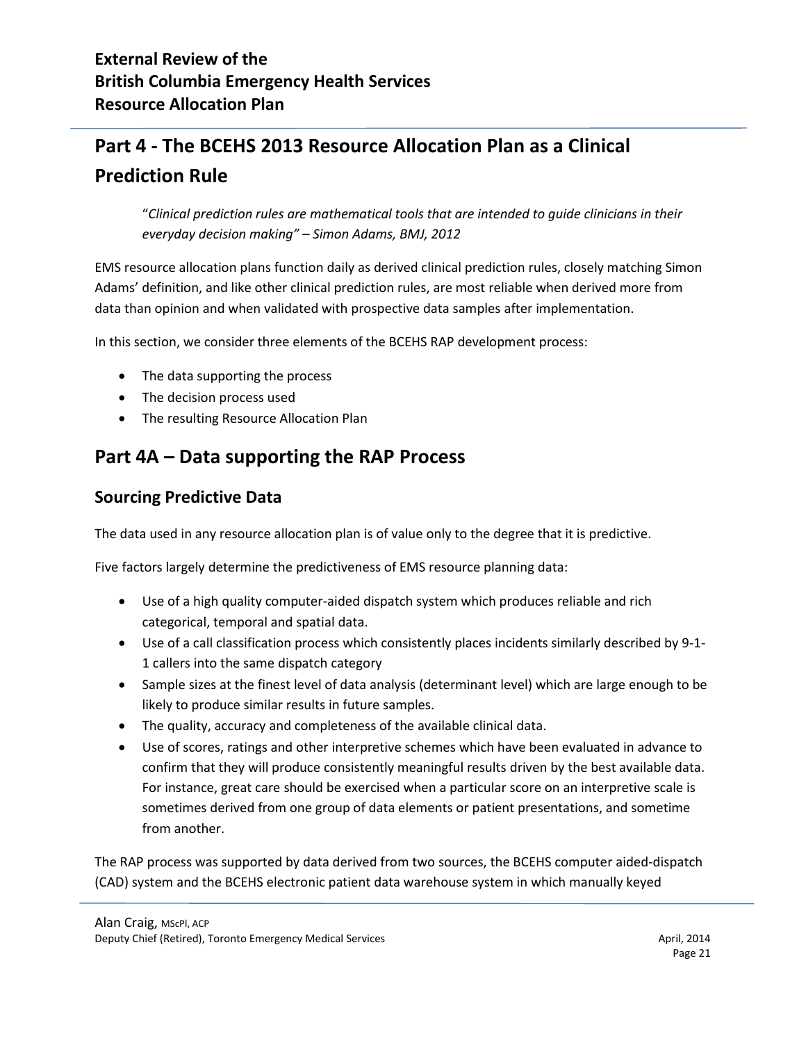# Part 4 - The BCEHS 2013 Resource Allocation Plan as a Clinical Prediction Rule

> "*Clinical prediction rules are mathematical tools that are intended to guide clinicians in their everyday decision making" – Simon Adams, BMJ, 2012*

EMS resource allocation plans function daily as derived clinical prediction rules, closely matching Simon Adams' definition, and like other clinical prediction rules, are most reliable when derived more from data than opinion and when validated with prospective data samples after implementation.

In this section, we consider three elements of the BCEHS RAP development process:

- The data supporting the process
- The decision process used
- The resulting Resource Allocation Plan

## Part 4A – Data supporting the RAP Process

### Sourcing Predictive Data

The data used in any resource allocation plan is of value only to the degree that it is predictive.

Five factors largely determine the predictiveness of EMS resource planning data:

- Use of a high quality computer-aided dispatch system which produces reliable and rich categorical, temporal and spatial data.
- Use of a call classification process which consistently places incidents similarly described by 9-1-1 callers into the same dispatch category
- Sample sizes at the finest level of data analysis (determinant level) which are large enough to be likely to produce similar results in future samples.
- The quality, accuracy and completeness of the available clinical data.
- Use of scores, ratings and other interpretive schemes which have been evaluated in advance to confirm that they will produce consistently meaningful results driven by the best available data. For instance, great care should be exercised when a particular score on an interpretive scale is sometimes derived from one group of data elements or patient presentations, and sometime from another.

The RAP process was supported by data derived from two sources, the BCEHS computer aided-dispatch (CAD) system and the BCEHS electronic patient data warehouse system in which manually keyed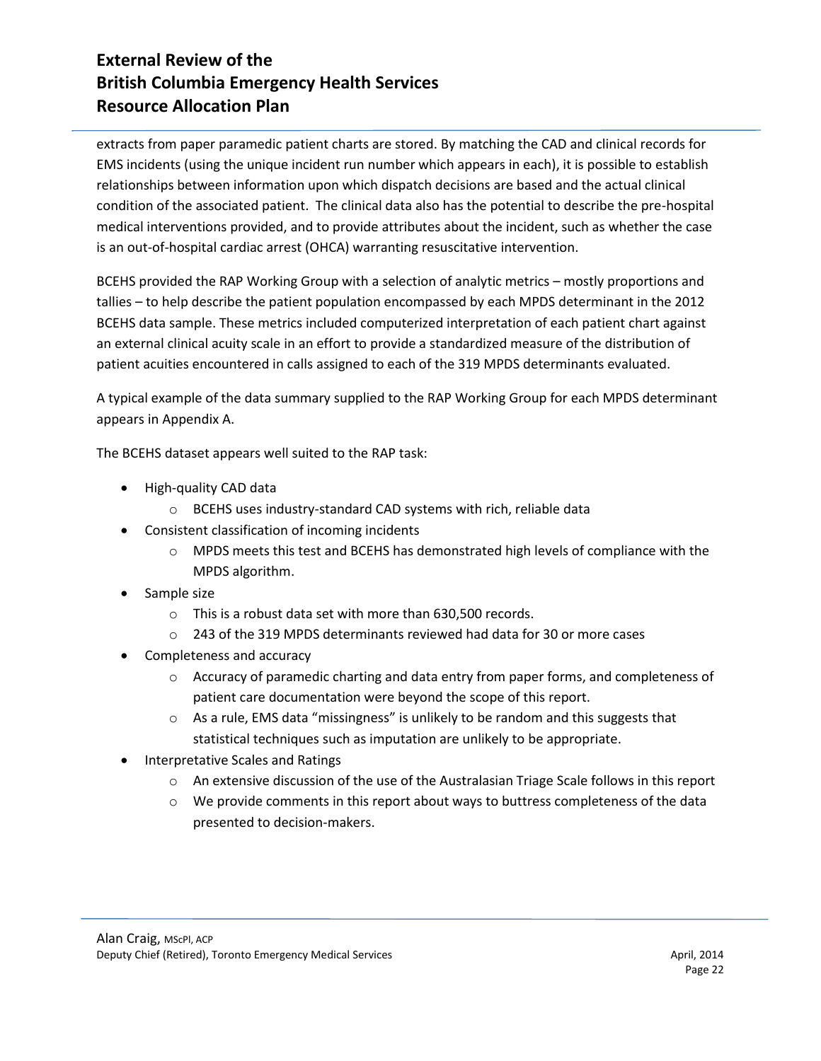extracts from paper paramedic patient charts are stored. By matching the CAD and clinical records for EMS incidents (using the unique incident run number which appears in each), it is possible to establish relationships between information upon which dispatch decisions are based and the actual clinical condition of the associated patient. The clinical data also has the potential to describe the pre-hospital medical interventions provided, and to provide attributes about the incident, such as whether the case is an out-of-hospital cardiac arrest (OHCA) warranting resuscitative intervention.

BCEHS provided the RAP Working Group with a selection of analytic metrics – mostly proportions and tallies – to help describe the patient population encompassed by each MPDS determinant in the 2012 BCEHS data sample. These metrics included computerized interpretation of each patient chart against an external clinical acuity scale in an effort to provide a standardized measure of the distribution of patient acuities encountered in calls assigned to each of the 319 MPDS determinants evaluated.

A typical example of the data summary supplied to the RAP Working Group for each MPDS determinant appears in Appendix A.

The BCEHS dataset appears well suited to the RAP task:

- High-quality CAD data
  - BCEHS uses industry-standard CAD systems with rich, reliable data
- Consistent classification of incoming incidents
  - MPDS meets this test and BCEHS has demonstrated high levels of compliance with the MPDS algorithm.
- Sample size
  - This is a robust data set with more than 630,500 records.
  - 243 of the 319 MPDS determinants reviewed had data for 30 or more cases
- Completeness and accuracy
  - Accuracy of paramedic charting and data entry from paper forms, and completeness of patient care documentation were beyond the scope of this report.
  - As a rule, EMS data "missingness" is unlikely to be random and this suggests that statistical techniques such as imputation are unlikely to be appropriate.
- Interpretative Scales and Ratings
  - An extensive discussion of the use of the Australasian Triage Scale follows in this report
  - We provide comments in this report about ways to buttress completeness of the data presented to decision-makers.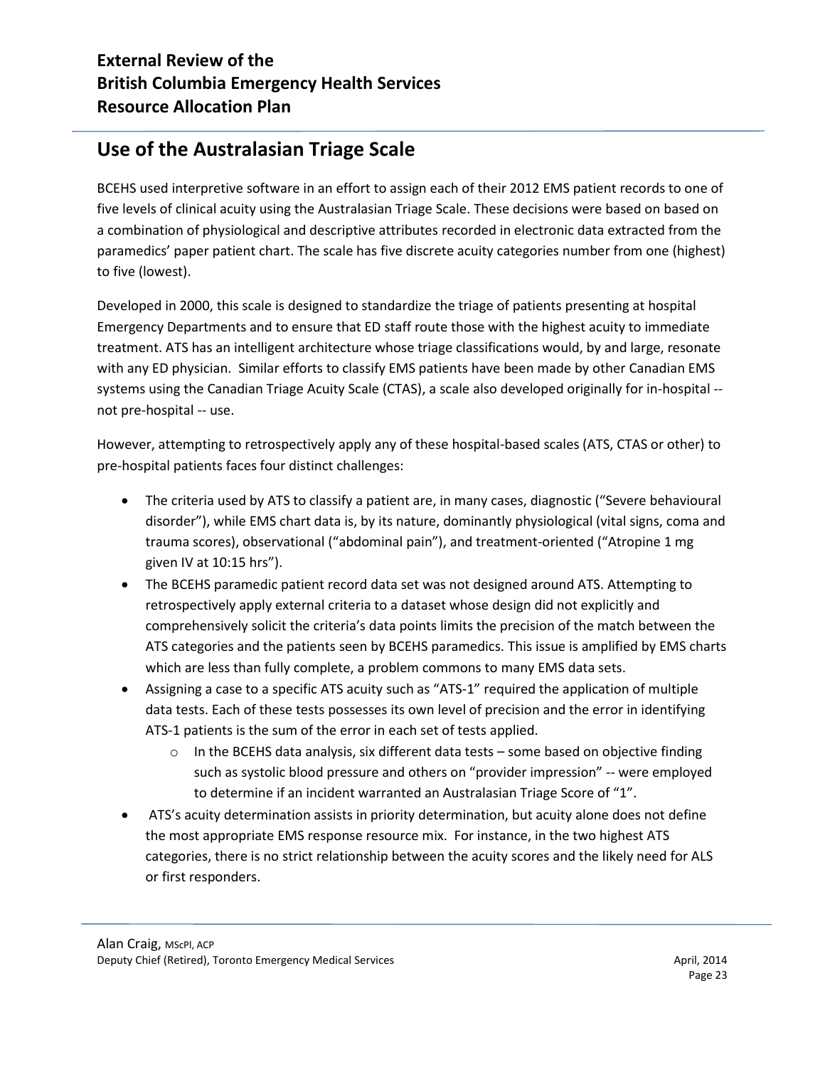## Use of the Australasian Triage Scale

BCEHS used interpretive software in an effort to assign each of their 2012 EMS patient records to one of five levels of clinical acuity using the Australasian Triage Scale. These decisions were based on based on a combination of physiological and descriptive attributes recorded in electronic data extracted from the paramedics' paper patient chart. The scale has five discrete acuity categories number from one (highest) to five (lowest).

Developed in 2000, this scale is designed to standardize the triage of patients presenting at hospital Emergency Departments and to ensure that ED staff route those with the highest acuity to immediate treatment. ATS has an intelligent architecture whose triage classifications would, by and large, resonate with any ED physician. Similar efforts to classify EMS patients have been made by other Canadian EMS systems using the Canadian Triage Acuity Scale (CTAS), a scale also developed originally for in-hospital -- not pre-hospital -- use.

However, attempting to retrospectively apply any of these hospital-based scales (ATS, CTAS or other) to pre-hospital patients faces four distinct challenges:

- The criteria used by ATS to classify a patient are, in many cases, diagnostic ("Severe behavioural disorder"), while EMS chart data is, by its nature, dominantly physiological (vital signs, coma and trauma scores), observational ("abdominal pain"), and treatment-oriented ("Atropine 1 mg given IV at 10:15 hrs").
- The BCEHS paramedic patient record data set was not designed around ATS. Attempting to retrospectively apply external criteria to a dataset whose design did not explicitly and comprehensively solicit the criteria's data points limits the precision of the match between the ATS categories and the patients seen by BCEHS paramedics. This issue is amplified by EMS charts which are less than fully complete, a problem commons to many EMS data sets.
- Assigning a case to a specific ATS acuity such as "ATS-1" required the application of multiple data tests. Each of these tests possesses its own level of precision and the error in identifying ATS-1 patients is the sum of the error in each set of tests applied.
  - In the BCEHS data analysis, six different data tests – some based on objective finding such as systolic blood pressure and others on "provider impression" -- were employed to determine if an incident warranted an Australasian Triage Score of "1".
- ATS's acuity determination assists in priority determination, but acuity alone does not define the most appropriate EMS response resource mix. For instance, in the two highest ATS categories, there is no strict relationship between the acuity scores and the likely need for ALS or first responders.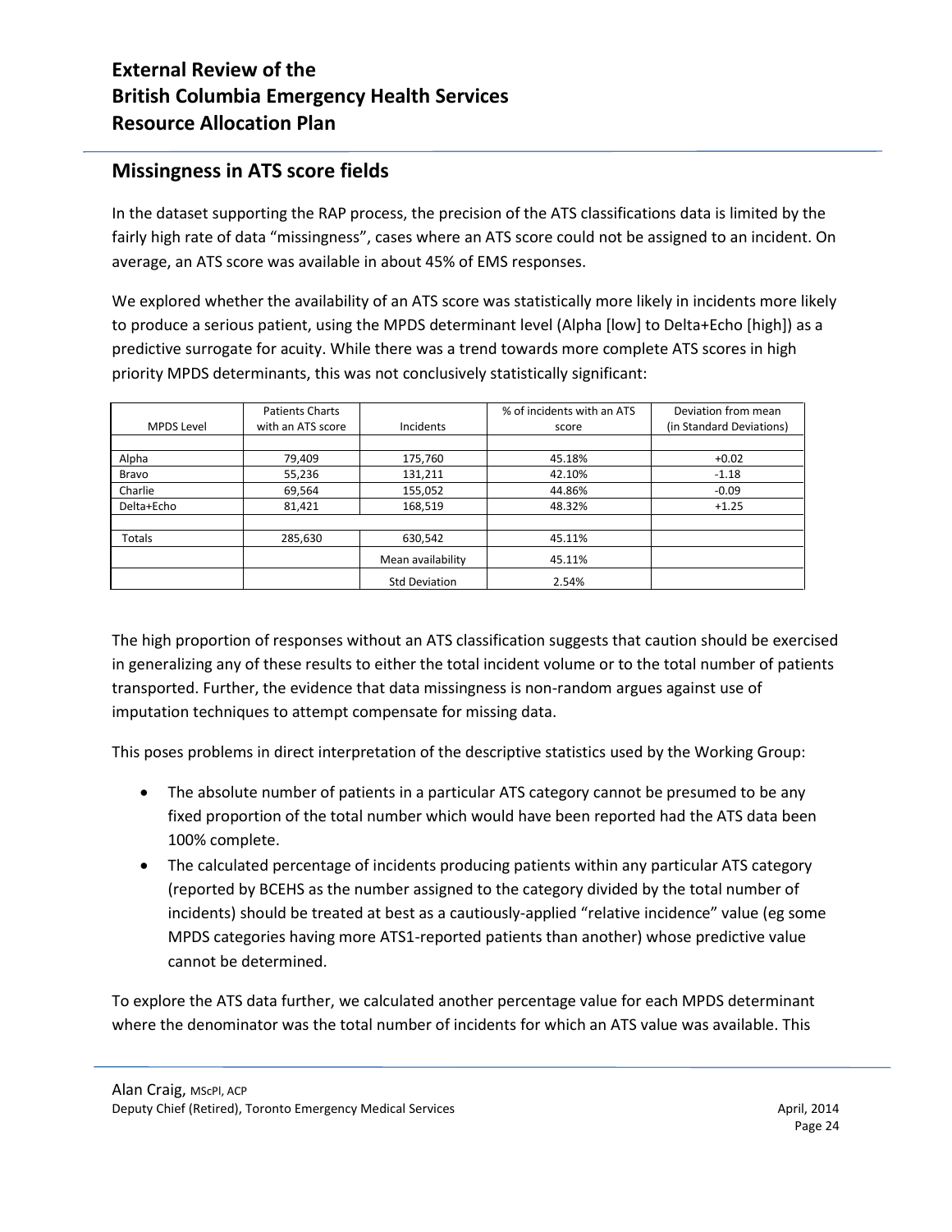## Missingness in ATS score fields

In the dataset supporting the RAP process, the precision of the ATS classifications data is limited by the fairly high rate of data "missingness", cases where an ATS score could not be assigned to an incident. On average, an ATS score was available in about 45% of EMS responses.

We explored whether the availability of an ATS score was statistically more likely in incidents more likely to produce a serious patient, using the MPDS determinant level (Alpha [low] to Delta+Echo [high]) as a predictive surrogate for acuity. While there was a trend towards more complete ATS scores in high priority MPDS determinants, this was not conclusively statistically significant:

| MPDS Level | Patients Charts with an ATS score | Incidents | % of incidents with an ATS score | Deviation from mean (in Standard Deviations) |
|---|---|---|---|---|
| | | | | |
| Alpha | 79,409 | 175,760 | 45.18% | +0.02 |
| Bravo | 55,236 | 131,211 | 42.10% | -1.18 |
| Charlie | 69,564 | 155,052 | 44.86% | -0.09 |
| Delta+Echo | 81,421 | 168,519 | 48.32% | +1.25 |
| | | | | |
| Totals | 285,630 | 630,542 | 45.11% | |
| | | Mean availability | 45.11% | |
| | | Std Deviation | 2.54% | |

The high proportion of responses without an ATS classification suggests that caution should be exercised in generalizing any of these results to either the total incident volume or to the total number of patients transported. Further, the evidence that data missingness is non-random argues against use of imputation techniques to attempt compensate for missing data.

This poses problems in direct interpretation of the descriptive statistics used by the Working Group:

- The absolute number of patients in a particular ATS category cannot be presumed to be any fixed proportion of the total number which would have been reported had the ATS data been 100% complete.
- The calculated percentage of incidents producing patients within any particular ATS category (reported by BCEHS as the number assigned to the category divided by the total number of incidents) should be treated at best as a cautiously-applied "relative incidence" value (eg some MPDS categories having more ATS1-reported patients than another) whose predictive value cannot be determined.

To explore the ATS data further, we calculated another percentage value for each MPDS determinant where the denominator was the total number of incidents for which an ATS value was available. This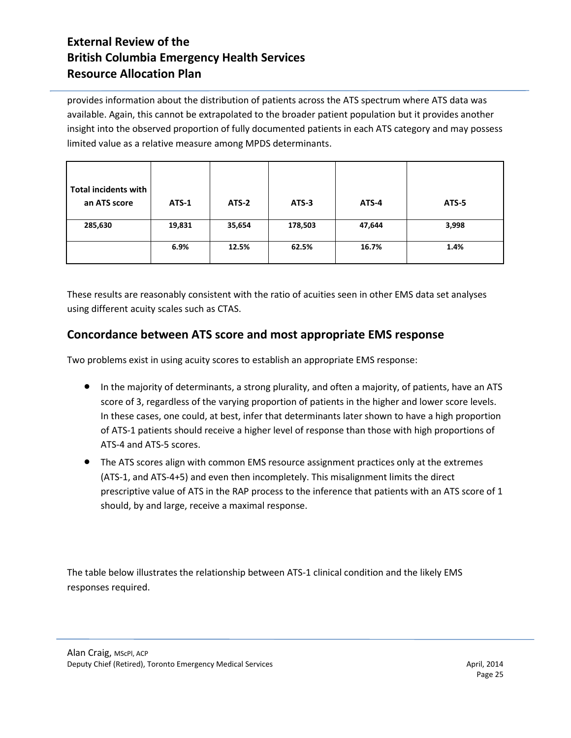provides information about the distribution of patients across the ATS spectrum where ATS data was available. Again, this cannot be extrapolated to the broader patient population but it provides another insight into the observed proportion of fully documented patients in each ATS category and may possess limited value as a relative measure among MPDS determinants.

| Total incidents with an ATS score | ATS-1 | ATS-2 | ATS-3 | ATS-4 | ATS-5 |
|---|---|---|---|---|---|
| 285,630 | 19,831 | 35,654 | 178,503 | 47,644 | 3,998 |
| | 6.9% | 12.5% | 62.5% | 16.7% | 1.4% |

These results are reasonably consistent with the ratio of acuities seen in other EMS data set analyses using different acuity scales such as CTAS.

## Concordance between ATS score and most appropriate EMS response

Two problems exist in using acuity scores to establish an appropriate EMS response:

- In the majority of determinants, a strong plurality, and often a majority, of patients, have an ATS score of 3, regardless of the varying proportion of patients in the higher and lower score levels. In these cases, one could, at best, infer that determinants later shown to have a high proportion of ATS-1 patients should receive a higher level of response than those with high proportions of ATS-4 and ATS-5 scores.
- The ATS scores align with common EMS resource assignment practices only at the extremes (ATS-1, and ATS-4+5) and even then incompletely. This misalignment limits the direct prescriptive value of ATS in the RAP process to the inference that patients with an ATS score of 1 should, by and large, receive a maximal response.

The table below illustrates the relationship between ATS-1 clinical condition and the likely EMS responses required.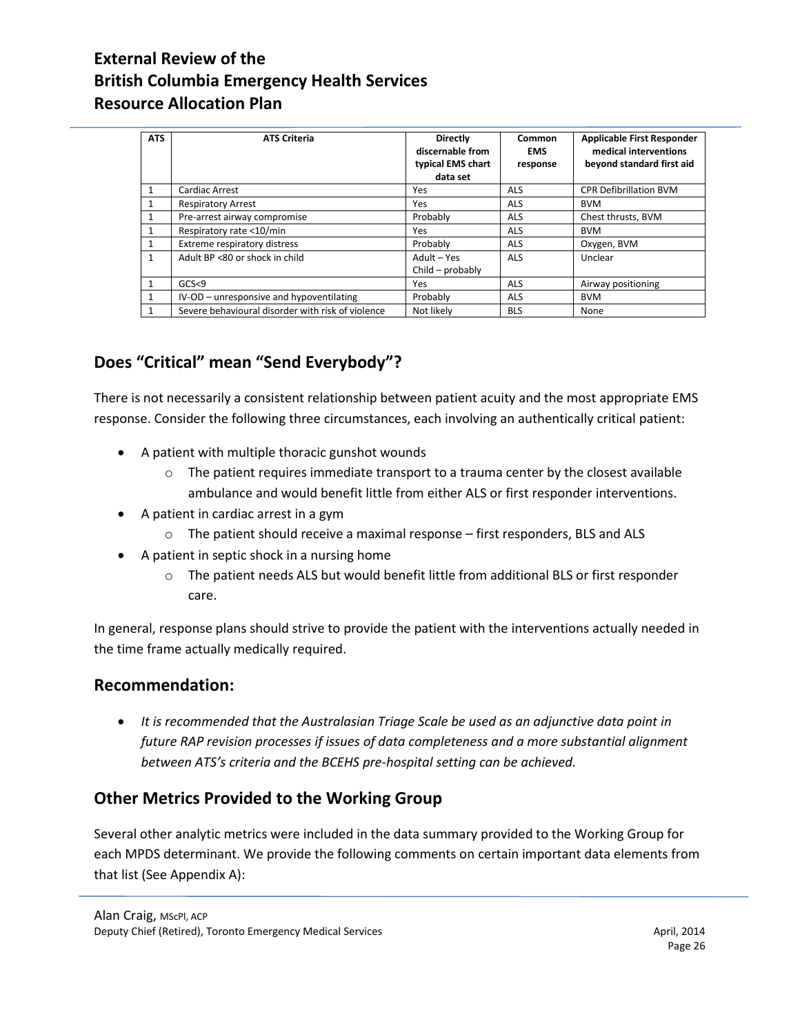| ATS | ATS Criteria | Directly discernable from typical EMS chart data set | Common EMS response | Applicable First Responder medical interventions beyond standard first aid |
|---|---|---|---|---|
| 1 | Cardiac Arrest | Yes | ALS | CPR Defibrillation BVM |
| 1 | Respiratory Arrest | Yes | ALS | BVM |
| 1 | Pre-arrest airway compromise | Probably | ALS | Chest thrusts, BVM |
| 1 | Respiratory rate <10/min | Yes | ALS | BVM |
| 1 | Extreme respiratory distress | Probably | ALS | Oxygen, BVM |
| 1 | Adult BP <80 or shock in child | Adult – Yes<br>Child – probably | ALS | Unclear |
| 1 | GCS<9 | Yes | ALS | Airway positioning |
| 1 | IV-OD – unresponsive and hypoventilating | Probably | ALS | BVM |
| 1 | Severe behavioural disorder with risk of violence | Not likely | BLS | None |

## Does "Critical" mean "Send Everybody"?

There is not necessarily a consistent relationship between patient acuity and the most appropriate EMS response. Consider the following three circumstances, each involving an authentically critical patient:

- A patient with multiple thoracic gunshot wounds
    - The patient requires immediate transport to a trauma center by the closest available ambulance and would benefit little from either ALS or first responder interventions.
- A patient in cardiac arrest in a gym
    - The patient should receive a maximal response – first responders, BLS and ALS
- A patient in septic shock in a nursing home
    - The patient needs ALS but would benefit little from additional BLS or first responder care.

In general, response plans should strive to provide the patient with the interventions actually needed in the time frame actually medically required.

## Recommendation:

- *It is recommended that the Australasian Triage Scale be used as an adjunctive data point in future RAP revision processes if issues of data completeness and a more substantial alignment between ATS's criteria and the BCEHS pre-hospital setting can be achieved.*

## Other Metrics Provided to the Working Group

Several other analytic metrics were included in the data summary provided to the Working Group for each MPDS determinant. We provide the following comments on certain important data elements from that list (See Appendix A):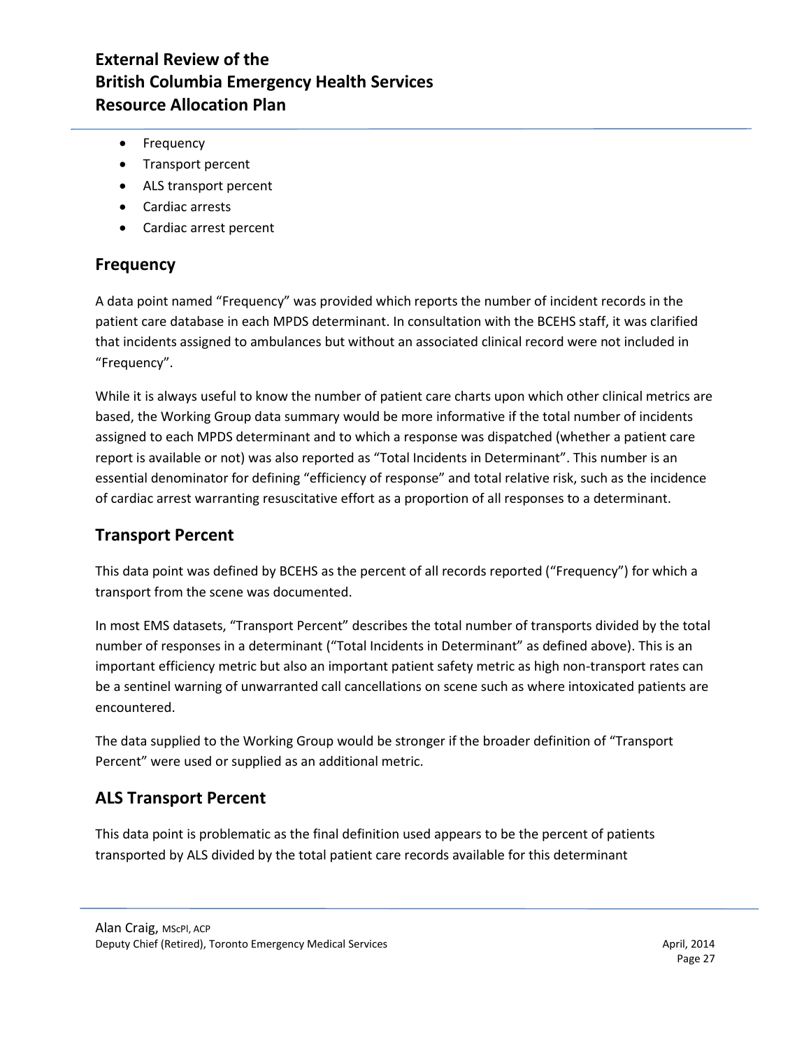- Frequency
- Transport percent
- ALS transport percent
- Cardiac arrests
- Cardiac arrest percent

## Frequency

A data point named "Frequency" was provided which reports the number of incident records in the patient care database in each MPDS determinant. In consultation with the BCEHS staff, it was clarified that incidents assigned to ambulances but without an associated clinical record were not included in "Frequency".

While it is always useful to know the number of patient care charts upon which other clinical metrics are based, the Working Group data summary would be more informative if the total number of incidents assigned to each MPDS determinant and to which a response was dispatched (whether a patient care report is available or not) was also reported as "Total Incidents in Determinant". This number is an essential denominator for defining "efficiency of response" and total relative risk, such as the incidence of cardiac arrest warranting resuscitative effort as a proportion of all responses to a determinant.

## Transport Percent

This data point was defined by BCEHS as the percent of all records reported ("Frequency") for which a transport from the scene was documented.

In most EMS datasets, "Transport Percent" describes the total number of transports divided by the total number of responses in a determinant ("Total Incidents in Determinant" as defined above). This is an important efficiency metric but also an important patient safety metric as high non-transport rates can be a sentinel warning of unwarranted call cancellations on scene such as where intoxicated patients are encountered.

The data supplied to the Working Group would be stronger if the broader definition of "Transport Percent" were used or supplied as an additional metric.

## ALS Transport Percent

This data point is problematic as the final definition used appears to be the percent of patients transported by ALS divided by the total patient care records available for this determinant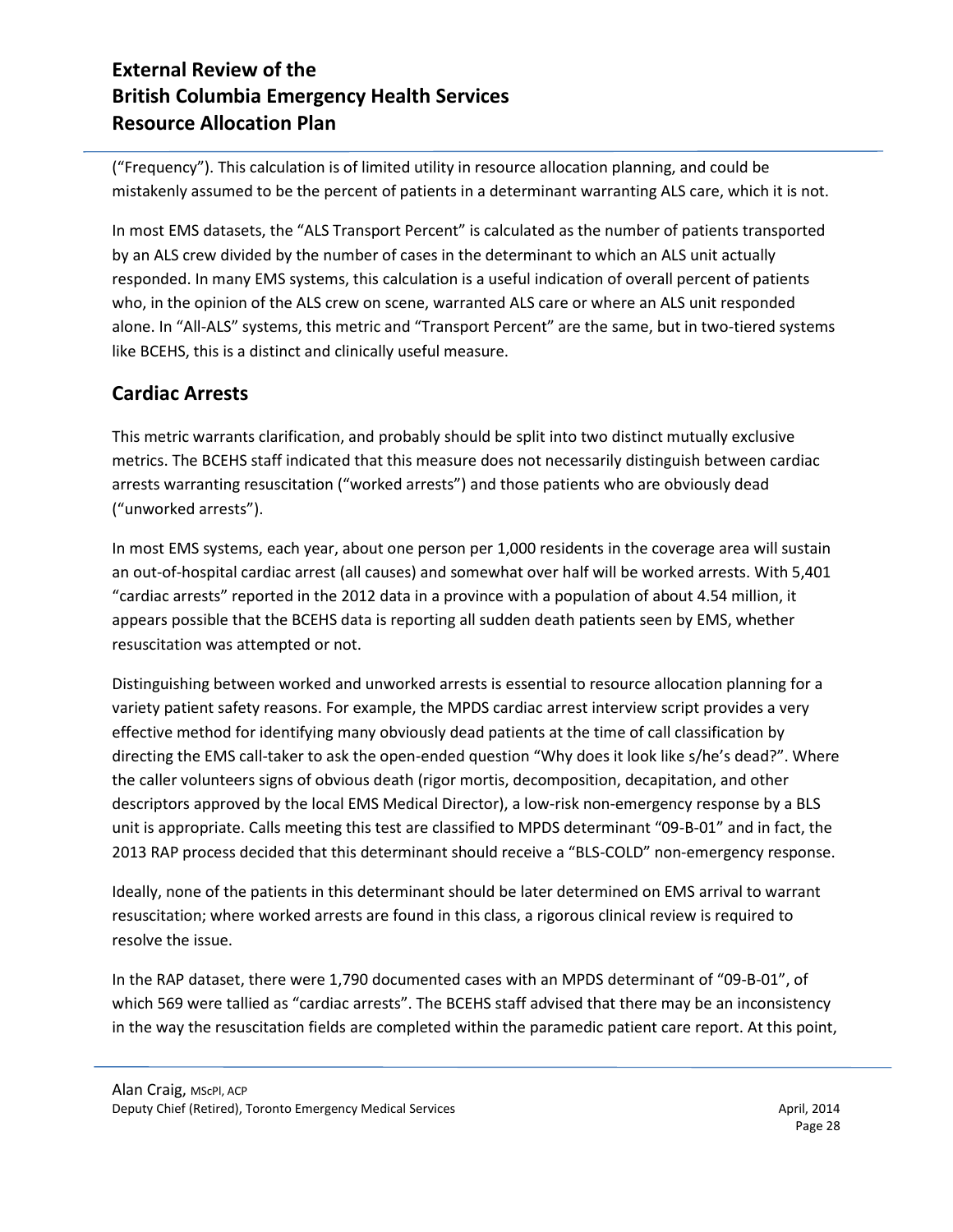("Frequency"). This calculation is of limited utility in resource allocation planning, and could be mistakenly assumed to be the percent of patients in a determinant warranting ALS care, which it is not.

In most EMS datasets, the "ALS Transport Percent" is calculated as the number of patients transported by an ALS crew divided by the number of cases in the determinant to which an ALS unit actually responded. In many EMS systems, this calculation is a useful indication of overall percent of patients who, in the opinion of the ALS crew on scene, warranted ALS care or where an ALS unit responded alone. In "All-ALS" systems, this metric and "Transport Percent" are the same, but in two-tiered systems like BCEHS, this is a distinct and clinically useful measure.

## Cardiac Arrests

This metric warrants clarification, and probably should be split into two distinct mutually exclusive metrics. The BCEHS staff indicated that this measure does not necessarily distinguish between cardiac arrests warranting resuscitation ("worked arrests") and those patients who are obviously dead ("unworked arrests").

In most EMS systems, each year, about one person per 1,000 residents in the coverage area will sustain an out-of-hospital cardiac arrest (all causes) and somewhat over half will be worked arrests. With 5,401 "cardiac arrests" reported in the 2012 data in a province with a population of about 4.54 million, it appears possible that the BCEHS data is reporting all sudden death patients seen by EMS, whether resuscitation was attempted or not.

Distinguishing between worked and unworked arrests is essential to resource allocation planning for a variety patient safety reasons. For example, the MPDS cardiac arrest interview script provides a very effective method for identifying many obviously dead patients at the time of call classification by directing the EMS call-taker to ask the open-ended question "Why does it look like s/he's dead?". Where the caller volunteers signs of obvious death (rigor mortis, decomposition, decapitation, and other descriptors approved by the local EMS Medical Director), a low-risk non-emergency response by a BLS unit is appropriate. Calls meeting this test are classified to MPDS determinant "09-B-01" and in fact, the 2013 RAP process decided that this determinant should receive a "BLS-COLD" non-emergency response.

Ideally, none of the patients in this determinant should be later determined on EMS arrival to warrant resuscitation; where worked arrests are found in this class, a rigorous clinical review is required to resolve the issue.

In the RAP dataset, there were 1,790 documented cases with an MPDS determinant of "09-B-01", of which 569 were tallied as "cardiac arrests". The BCEHS staff advised that there may be an inconsistency in the way the resuscitation fields are completed within the paramedic patient care report. At this point,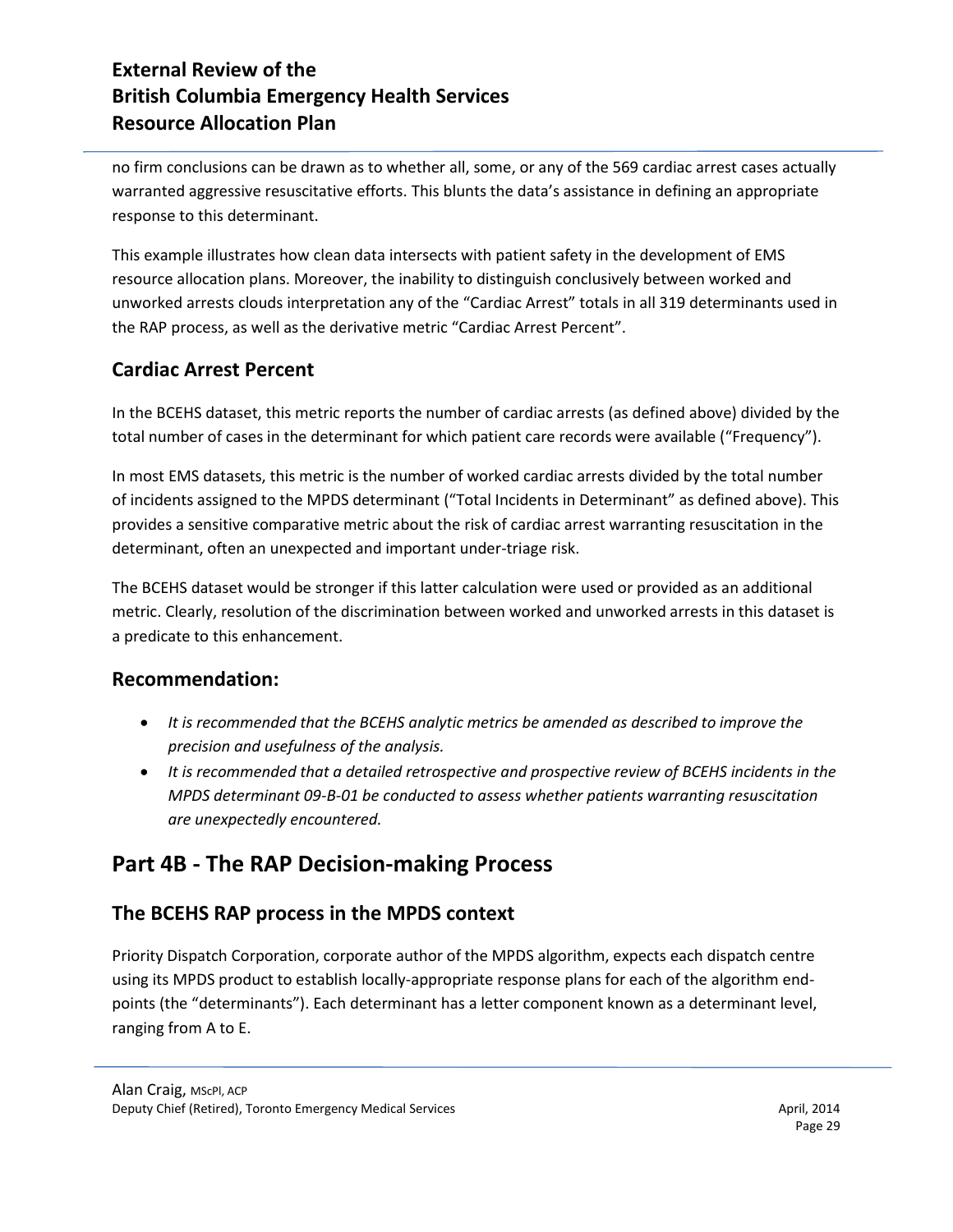no firm conclusions can be drawn as to whether all, some, or any of the 569 cardiac arrest cases actually warranted aggressive resuscitative efforts. This blunts the data's assistance in defining an appropriate response to this determinant.

This example illustrates how clean data intersects with patient safety in the development of EMS resource allocation plans. Moreover, the inability to distinguish conclusively between worked and unworked arrests clouds interpretation any of the "Cardiac Arrest" totals in all 319 determinants used in the RAP process, as well as the derivative metric "Cardiac Arrest Percent".

### Cardiac Arrest Percent

In the BCEHS dataset, this metric reports the number of cardiac arrests (as defined above) divided by the total number of cases in the determinant for which patient care records were available ("Frequency").

In most EMS datasets, this metric is the number of worked cardiac arrests divided by the total number of incidents assigned to the MPDS determinant ("Total Incidents in Determinant" as defined above). This provides a sensitive comparative metric about the risk of cardiac arrest warranting resuscitation in the determinant, often an unexpected and important under-triage risk.

The BCEHS dataset would be stronger if this latter calculation were used or provided as an additional metric. Clearly, resolution of the discrimination between worked and unworked arrests in this dataset is a predicate to this enhancement.

### Recommendation:

- *It is recommended that the BCEHS analytic metrics be amended as described to improve the precision and usefulness of the analysis.*
- *It is recommended that a detailed retrospective and prospective review of BCEHS incidents in the MPDS determinant 09-B-01 be conducted to assess whether patients warranting resuscitation are unexpectedly encountered.*

## Part 4B - The RAP Decision-making Process

### The BCEHS RAP process in the MPDS context

Priority Dispatch Corporation, corporate author of the MPDS algorithm, expects each dispatch centre using its MPDS product to establish locally-appropriate response plans for each of the algorithm end-points (the "determinants"). Each determinant has a letter component known as a determinant level, ranging from A to E.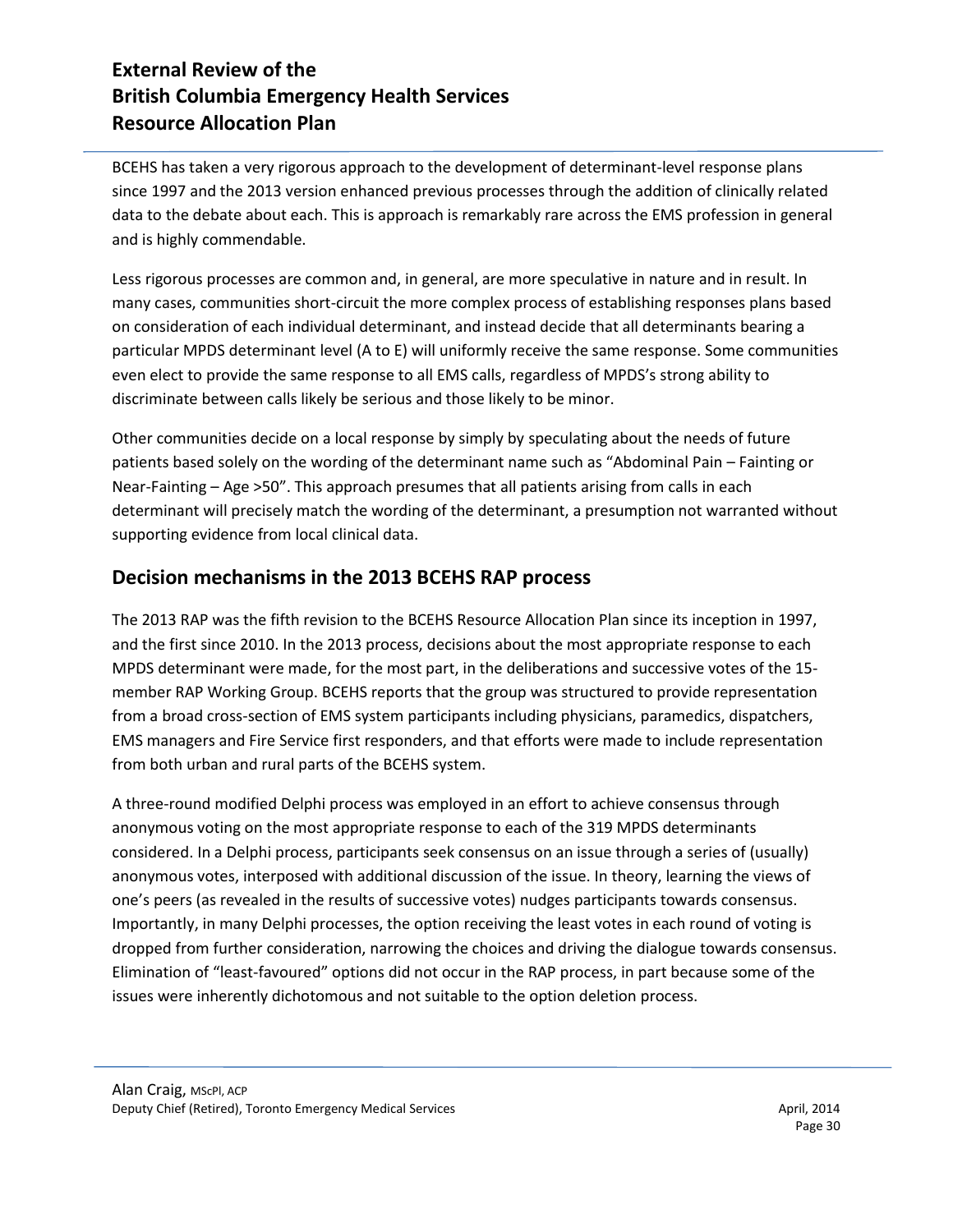BCEHS has taken a very rigorous approach to the development of determinant-level response plans since 1997 and the 2013 version enhanced previous processes through the addition of clinically related data to the debate about each. This is approach is remarkably rare across the EMS profession in general and is highly commendable.

Less rigorous processes are common and, in general, are more speculative in nature and in result. In many cases, communities short-circuit the more complex process of establishing responses plans based on consideration of each individual determinant, and instead decide that all determinants bearing a particular MPDS determinant level (A to E) will uniformly receive the same response. Some communities even elect to provide the same response to all EMS calls, regardless of MPDS's strong ability to discriminate between calls likely be serious and those likely to be minor.

Other communities decide on a local response by simply by speculating about the needs of future patients based solely on the wording of the determinant name such as "Abdominal Pain – Fainting or Near-Fainting – Age >50". This approach presumes that all patients arising from calls in each determinant will precisely match the wording of the determinant, a presumption not warranted without supporting evidence from local clinical data.

## Decision mechanisms in the 2013 BCEHS RAP process

The 2013 RAP was the fifth revision to the BCEHS Resource Allocation Plan since its inception in 1997, and the first since 2010. In the 2013 process, decisions about the most appropriate response to each MPDS determinant were made, for the most part, in the deliberations and successive votes of the 15-member RAP Working Group. BCEHS reports that the group was structured to provide representation from a broad cross-section of EMS system participants including physicians, paramedics, dispatchers, EMS managers and Fire Service first responders, and that efforts were made to include representation from both urban and rural parts of the BCEHS system.

A three-round modified Delphi process was employed in an effort to achieve consensus through anonymous voting on the most appropriate response to each of the 319 MPDS determinants considered. In a Delphi process, participants seek consensus on an issue through a series of (usually) anonymous votes, interposed with additional discussion of the issue. In theory, learning the views of one's peers (as revealed in the results of successive votes) nudges participants towards consensus. Importantly, in many Delphi processes, the option receiving the least votes in each round of voting is dropped from further consideration, narrowing the choices and driving the dialogue towards consensus. Elimination of "least-favoured" options did not occur in the RAP process, in part because some of the issues were inherently dichotomous and not suitable to the option deletion process.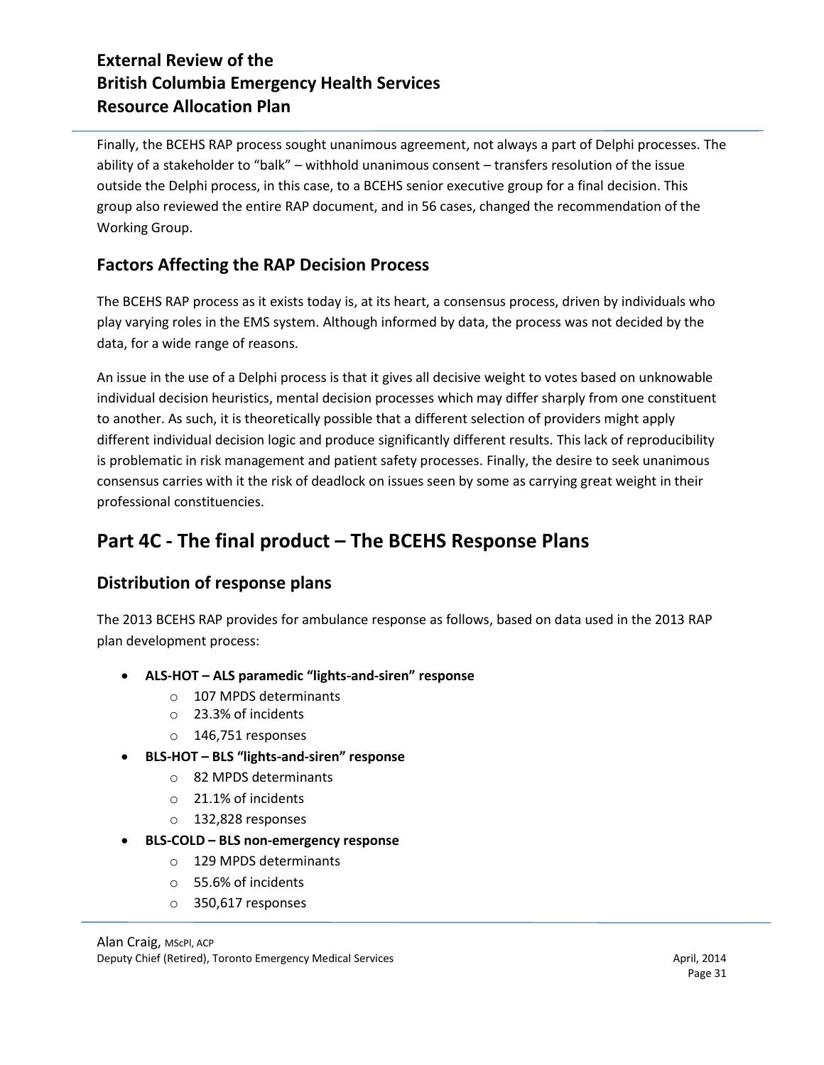Finally, the BCEHS RAP process sought unanimous agreement, not always a part of Delphi processes. The ability of a stakeholder to "balk" – withhold unanimous consent – transfers resolution of the issue outside the Delphi process, in this case, to a BCEHS senior executive group for a final decision. This group also reviewed the entire RAP document, and in 56 cases, changed the recommendation of the Working Group.

## Factors Affecting the RAP Decision Process

The BCEHS RAP process as it exists today is, at its heart, a consensus process, driven by individuals who play varying roles in the EMS system. Although informed by data, the process was not decided by the data, for a wide range of reasons.

An issue in the use of a Delphi process is that it gives all decisive weight to votes based on unknowable individual decision heuristics, mental decision processes which may differ sharply from one constituent to another. As such, it is theoretically possible that a different selection of providers might apply different individual decision logic and produce significantly different results. This lack of reproducibility is problematic in risk management and patient safety processes. Finally, the desire to seek unanimous consensus carries with it the risk of deadlock on issues seen by some as carrying great weight in their professional constituencies.

# Part 4C - The final product – The BCEHS Response Plans

## Distribution of response plans

The 2013 BCEHS RAP provides for ambulance response as follows, based on data used in the 2013 RAP plan development process:

- **ALS-HOT – ALS paramedic "lights-and-siren" response**
    - 107 MPDS determinants
    - 23.3% of incidents
    - 146,751 responses
- **BLS-HOT – BLS "lights-and-siren" response**
    - 82 MPDS determinants
    - 21.1% of incidents
    - 132,828 responses
- **BLS-COLD – BLS non-emergency response**
    - 129 MPDS determinants
    - 55.6% of incidents
    - 350,617 responses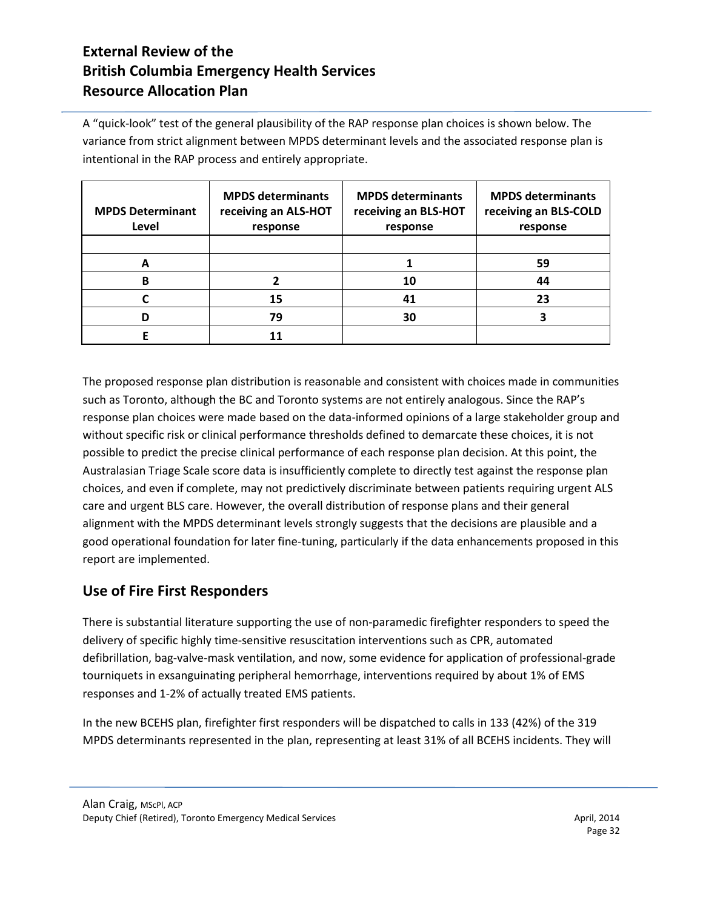A "quick-look" test of the general plausibility of the RAP response plan choices is shown below. The variance from strict alignment between MPDS determinant levels and the associated response plan is intentional in the RAP process and entirely appropriate.

| MPDS Determinant Level | MPDS determinants receiving an ALS-HOT response | MPDS determinants receiving an BLS-HOT response | MPDS determinants receiving an BLS-COLD response |
|---|---|---|---|
| | | | |
| A | | 1 | 59 |
| B | 2 | 10 | 44 |
| C | 15 | 41 | 23 |
| D | 79 | 30 | 3 |
| E | 11 | | |

The proposed response plan distribution is reasonable and consistent with choices made in communities such as Toronto, although the BC and Toronto systems are not entirely analogous. Since the RAP's response plan choices were made based on the data-informed opinions of a large stakeholder group and without specific risk or clinical performance thresholds defined to demarcate these choices, it is not possible to predict the precise clinical performance of each response plan decision. At this point, the Australasian Triage Scale score data is insufficiently complete to directly test against the response plan choices, and even if complete, may not predictively discriminate between patients requiring urgent ALS care and urgent BLS care. However, the overall distribution of response plans and their general alignment with the MPDS determinant levels strongly suggests that the decisions are plausible and a good operational foundation for later fine-tuning, particularly if the data enhancements proposed in this report are implemented.

## Use of Fire First Responders

There is substantial literature supporting the use of non-paramedic firefighter responders to speed the delivery of specific highly time-sensitive resuscitation interventions such as CPR, automated defibrillation, bag-valve-mask ventilation, and now, some evidence for application of professional-grade tourniquets in exsanguinating peripheral hemorrhage, interventions required by about 1% of EMS responses and 1-2% of actually treated EMS patients.

In the new BCEHS plan, firefighter first responders will be dispatched to calls in 133 (42%) of the 319 MPDS determinants represented in the plan, representing at least 31% of all BCEHS incidents. They will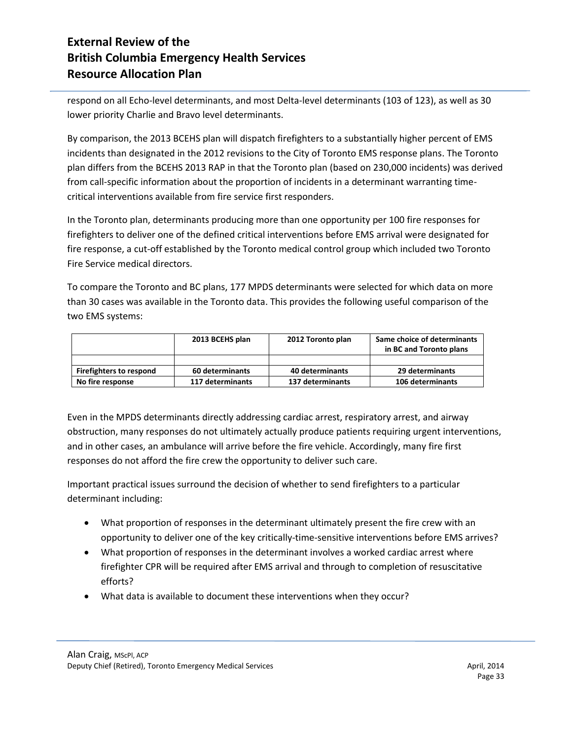respond on all Echo-level determinants, and most Delta-level determinants (103 of 123), as well as 30 lower priority Charlie and Bravo level determinants.

By comparison, the 2013 BCEHS plan will dispatch firefighters to a substantially higher percent of EMS incidents than designated in the 2012 revisions to the City of Toronto EMS response plans. The Toronto plan differs from the BCEHS 2013 RAP in that the Toronto plan (based on 230,000 incidents) was derived from call-specific information about the proportion of incidents in a determinant warranting time-critical interventions available from fire service first responders.

In the Toronto plan, determinants producing more than one opportunity per 100 fire responses for firefighters to deliver one of the defined critical interventions before EMS arrival were designated for fire response, a cut-off established by the Toronto medical control group which included two Toronto Fire Service medical directors.

To compare the Toronto and BC plans, 177 MPDS determinants were selected for which data on more than 30 cases was available in the Toronto data. This provides the following useful comparison of the two EMS systems:

| | 2013 BCEHS plan | 2012 Toronto plan | Same choice of determinants in BC and Toronto plans |
|---|---|---|---|
| | | | |
| **Firefighters to respond** | **60 determinants** | **40 determinants** | **29 determinants** |
| **No fire response** | **117 determinants** | **137 determinants** | **106 determinants** |

Even in the MPDS determinants directly addressing cardiac arrest, respiratory arrest, and airway obstruction, many responses do not ultimately actually produce patients requiring urgent interventions, and in other cases, an ambulance will arrive before the fire vehicle. Accordingly, many fire first responses do not afford the fire crew the opportunity to deliver such care.

Important practical issues surround the decision of whether to send firefighters to a particular determinant including:

- What proportion of responses in the determinant ultimately present the fire crew with an opportunity to deliver one of the key critically-time-sensitive interventions before EMS arrives?
- What proportion of responses in the determinant involves a worked cardiac arrest where firefighter CPR will be required after EMS arrival and through to completion of resuscitative efforts?
- What data is available to document these interventions when they occur?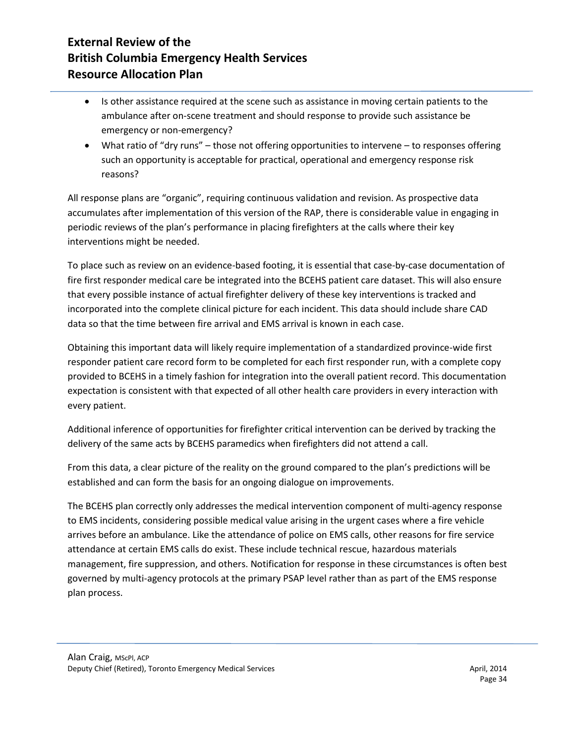- Is other assistance required at the scene such as assistance in moving certain patients to the ambulance after on-scene treatment and should response to provide such assistance be emergency or non-emergency?
- What ratio of “dry runs” – those not offering opportunities to intervene – to responses offering such an opportunity is acceptable for practical, operational and emergency response risk reasons?

All response plans are “organic”, requiring continuous validation and revision. As prospective data accumulates after implementation of this version of the RAP, there is considerable value in engaging in periodic reviews of the plan’s performance in placing firefighters at the calls where their key interventions might be needed.

To place such as review on an evidence-based footing, it is essential that case-by-case documentation of fire first responder medical care be integrated into the BCEHS patient care dataset. This will also ensure that every possible instance of actual firefighter delivery of these key interventions is tracked and incorporated into the complete clinical picture for each incident. This data should include share CAD data so that the time between fire arrival and EMS arrival is known in each case.

Obtaining this important data will likely require implementation of a standardized province-wide first responder patient care record form to be completed for each first responder run, with a complete copy provided to BCEHS in a timely fashion for integration into the overall patient record. This documentation expectation is consistent with that expected of all other health care providers in every interaction with every patient.

Additional inference of opportunities for firefighter critical intervention can be derived by tracking the delivery of the same acts by BCEHS paramedics when firefighters did not attend a call.

From this data, a clear picture of the reality on the ground compared to the plan’s predictions will be established and can form the basis for an ongoing dialogue on improvements.

The BCEHS plan correctly only addresses the medical intervention component of multi-agency response to EMS incidents, considering possible medical value arising in the urgent cases where a fire vehicle arrives before an ambulance. Like the attendance of police on EMS calls, other reasons for fire service attendance at certain EMS calls do exist. These include technical rescue, hazardous materials management, fire suppression, and others. Notification for response in these circumstances is often best governed by multi-agency protocols at the primary PSAP level rather than as part of the EMS response plan process.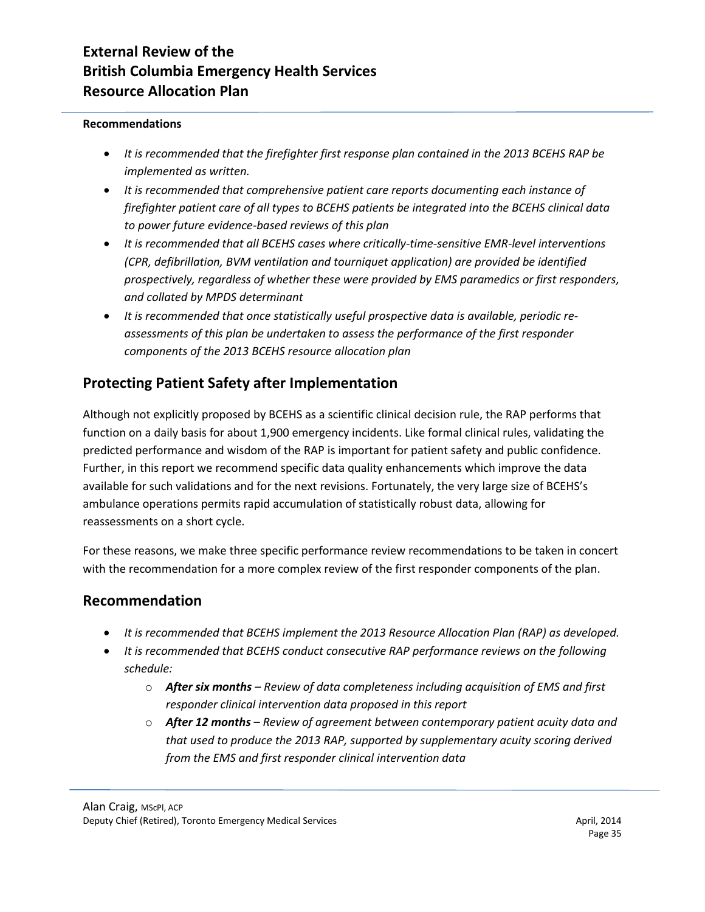**Recommendations**

- *It is recommended that the firefighter first response plan contained in the 2013 BCEHS RAP be implemented as written.*
- *It is recommended that comprehensive patient care reports documenting each instance of firefighter patient care of all types to BCEHS patients be integrated into the BCEHS clinical data to power future evidence-based reviews of this plan*
- *It is recommended that all BCEHS cases where critically-time-sensitive EMR-level interventions (CPR, defibrillation, BVM ventilation and tourniquet application) are provided be identified prospectively, regardless of whether these were provided by EMS paramedics or first responders, and collated by MPDS determinant*
- *It is recommended that once statistically useful prospective data is available, periodic re-assessments of this plan be undertaken to assess the performance of the first responder components of the 2013 BCEHS resource allocation plan*

## Protecting Patient Safety after Implementation

Although not explicitly proposed by BCEHS as a scientific clinical decision rule, the RAP performs that function on a daily basis for about 1,900 emergency incidents. Like formal clinical rules, validating the predicted performance and wisdom of the RAP is important for patient safety and public confidence. Further, in this report we recommend specific data quality enhancements which improve the data available for such validations and for the next revisions. Fortunately, the very large size of BCEHS's ambulance operations permits rapid accumulation of statistically robust data, allowing for reassessments on a short cycle.

For these reasons, we make three specific performance review recommendations to be taken in concert with the recommendation for a more complex review of the first responder components of the plan.

## Recommendation

- *It is recommended that BCEHS implement the 2013 Resource Allocation Plan (RAP) as developed.*
- *It is recommended that BCEHS conduct consecutive RAP performance reviews on the following schedule:*
  - ***After six months** – Review of data completeness including acquisition of EMS and first responder clinical intervention data proposed in this report*
  - ***After 12 months** – Review of agreement between contemporary patient acuity data and that used to produce the 2013 RAP, supported by supplementary acuity scoring derived from the EMS and first responder clinical intervention data*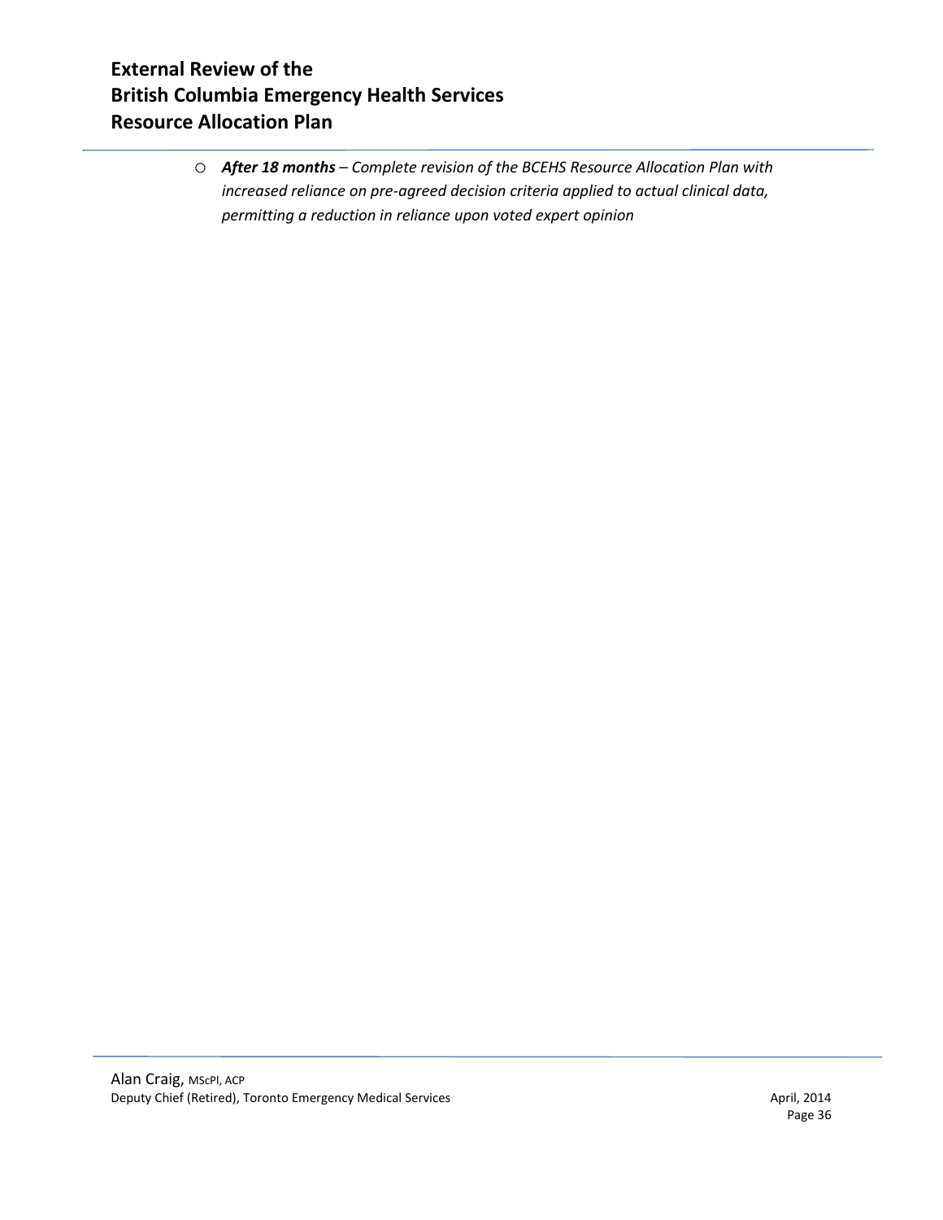- ***After 18 months*** *– Complete revision of the BCEHS Resource Allocation Plan with increased reliance on pre-agreed decision criteria applied to actual clinical data, permitting a reduction in reliance upon voted expert opinion*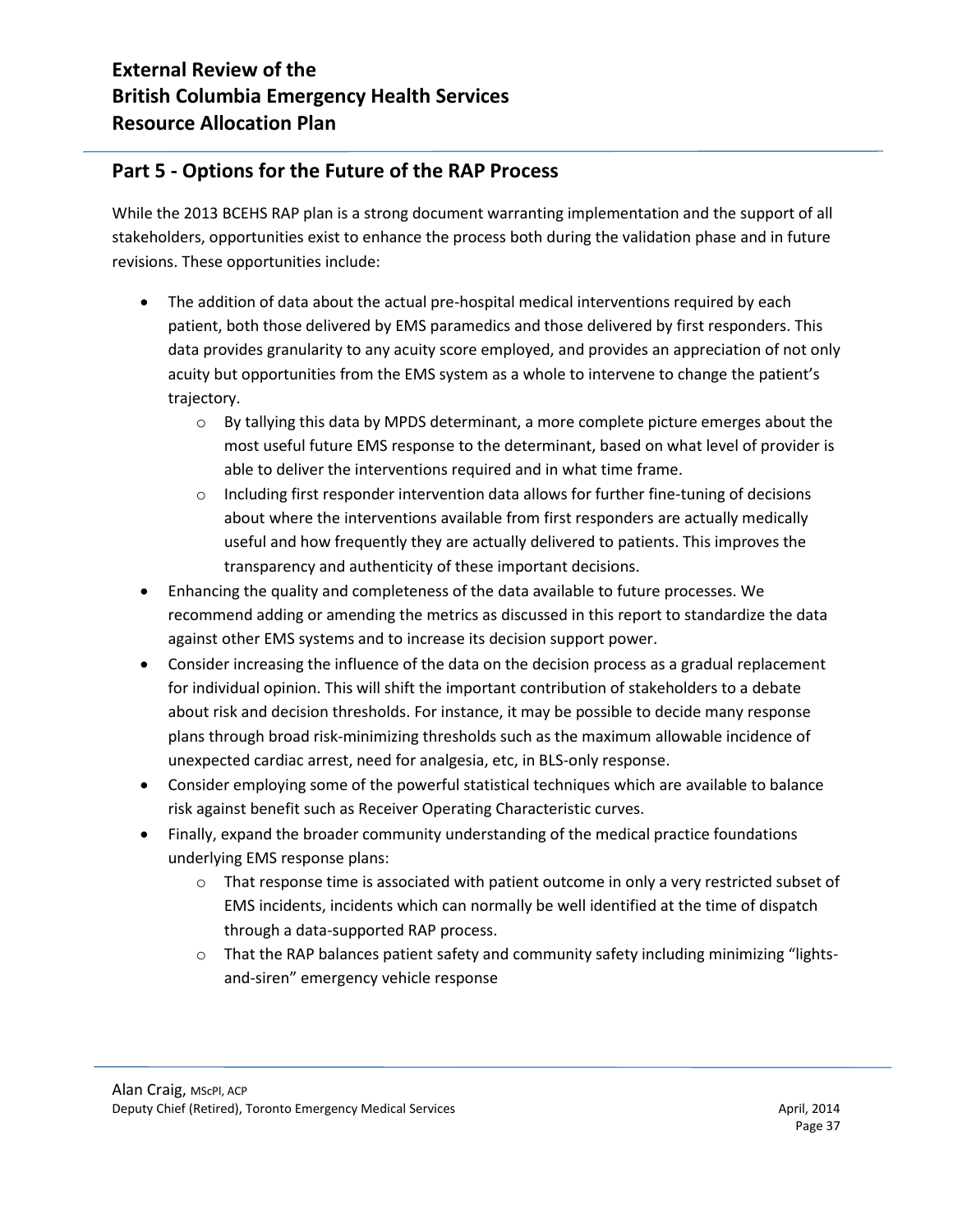## Part 5 - Options for the Future of the RAP Process

While the 2013 BCEHS RAP plan is a strong document warranting implementation and the support of all stakeholders, opportunities exist to enhance the process both during the validation phase and in future revisions. These opportunities include:

- The addition of data about the actual pre-hospital medical interventions required by each patient, both those delivered by EMS paramedics and those delivered by first responders. This data provides granularity to any acuity score employed, and provides an appreciation of not only acuity but opportunities from the EMS system as a whole to intervene to change the patient's trajectory.
    - By tallying this data by MPDS determinant, a more complete picture emerges about the most useful future EMS response to the determinant, based on what level of provider is able to deliver the interventions required and in what time frame.
    - Including first responder intervention data allows for further fine-tuning of decisions about where the interventions available from first responders are actually medically useful and how frequently they are actually delivered to patients. This improves the transparency and authenticity of these important decisions.
- Enhancing the quality and completeness of the data available to future processes. We recommend adding or amending the metrics as discussed in this report to standardize the data against other EMS systems and to increase its decision support power.
- Consider increasing the influence of the data on the decision process as a gradual replacement for individual opinion. This will shift the important contribution of stakeholders to a debate about risk and decision thresholds. For instance, it may be possible to decide many response plans through broad risk-minimizing thresholds such as the maximum allowable incidence of unexpected cardiac arrest, need for analgesia, etc, in BLS-only response.
- Consider employing some of the powerful statistical techniques which are available to balance risk against benefit such as Receiver Operating Characteristic curves.
- Finally, expand the broader community understanding of the medical practice foundations underlying EMS response plans:
    - That response time is associated with patient outcome in only a very restricted subset of EMS incidents, incidents which can normally be well identified at the time of dispatch through a data-supported RAP process.
    - That the RAP balances patient safety and community safety including minimizing "lights-and-siren" emergency vehicle response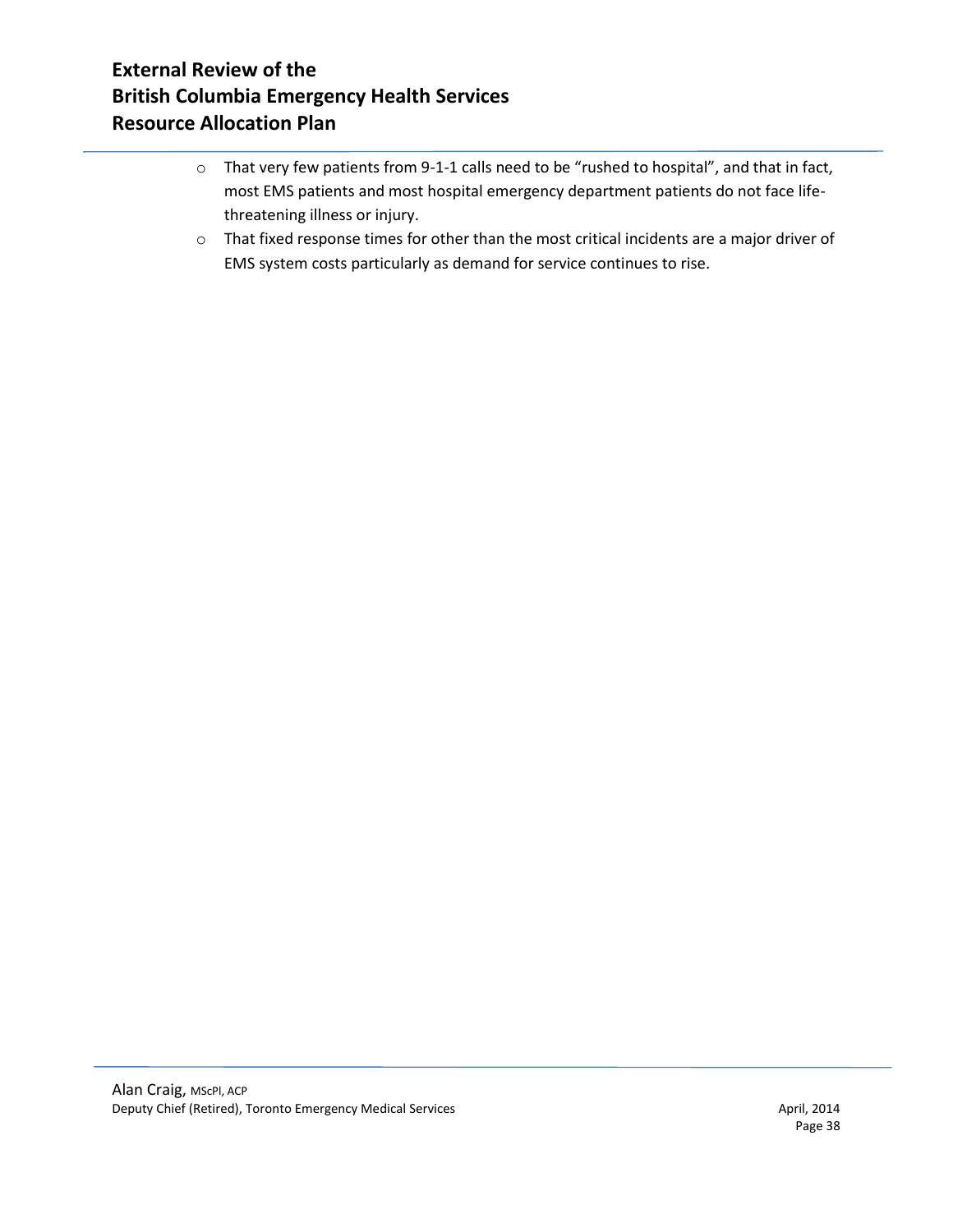- That very few patients from 9-1-1 calls need to be "rushed to hospital", and that in fact, most EMS patients and most hospital emergency department patients do not face life-threatening illness or injury.
- That fixed response times for other than the most critical incidents are a major driver of EMS system costs particularly as demand for service continues to rise.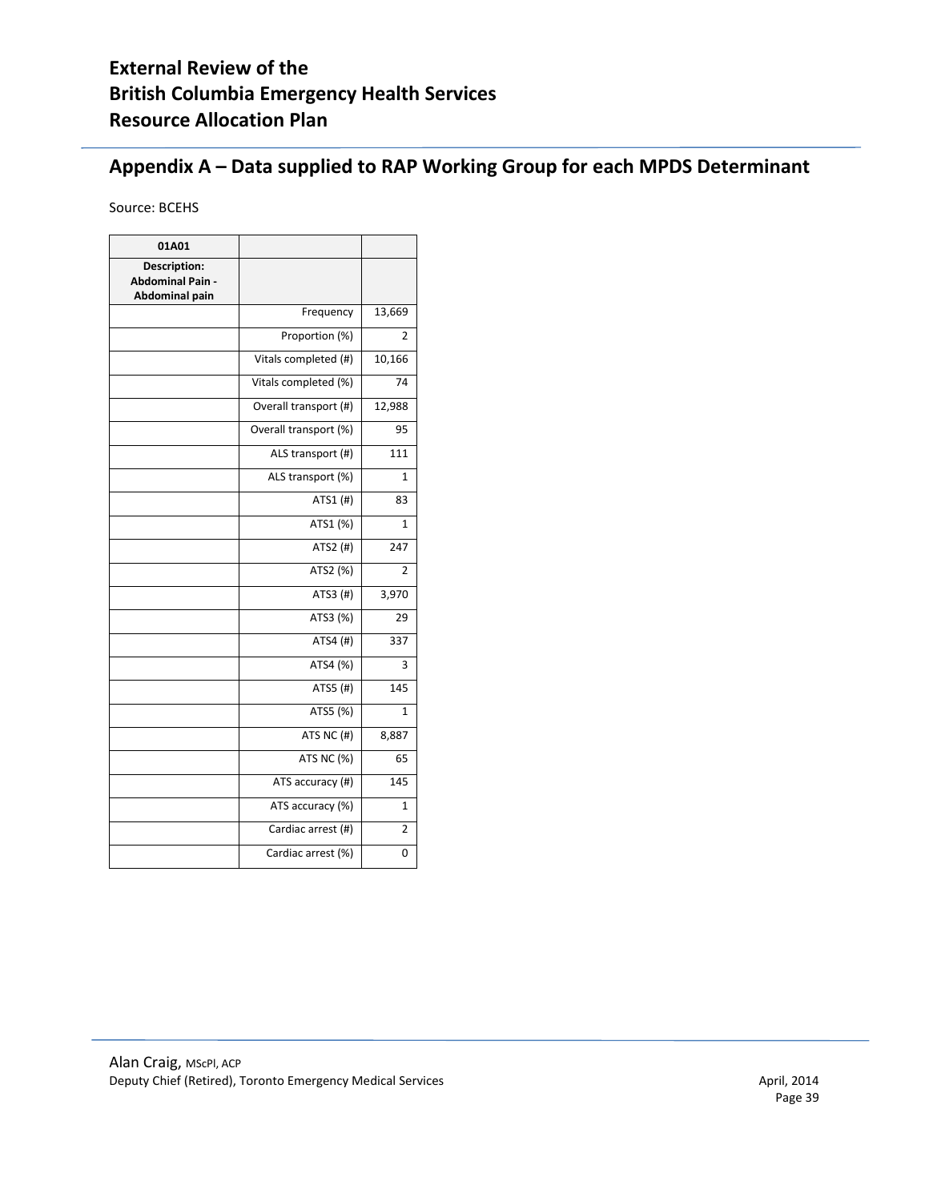## Appendix A – Data supplied to RAP Working Group for each MPDS Determinant

Source: BCEHS

| 01A01 | | |
|---|---|---|
| **Description: Abdominal Pain - Abdominal pain** | | |
| | Frequency | 13,669 |
| | Proportion (%) | 2 |
| | Vitals completed (#) | 10,166 |
| | Vitals completed (%) | 74 |
| | Overall transport (#) | 12,988 |
| | Overall transport (%) | 95 |
| | ALS transport (#) | 111 |
| | ALS transport (%) | 1 |
| | ATS1 (#) | 83 |
| | ATS1 (%) | 1 |
| | ATS2 (#) | 247 |
| | ATS2 (%) | 2 |
| | ATS3 (#) | 3,970 |
| | ATS3 (%) | 29 |
| | ATS4 (#) | 337 |
| | ATS4 (%) | 3 |
| | ATS5 (#) | 145 |
| | ATS5 (%) | 1 |
| | ATS NC (#) | 8,887 |
| | ATS NC (%) | 65 |
| | ATS accuracy (#) | 145 |
| | ATS accuracy (%) | 1 |
| | Cardiac arrest (#) | 2 |
| | Cardiac arrest (%) | 0 |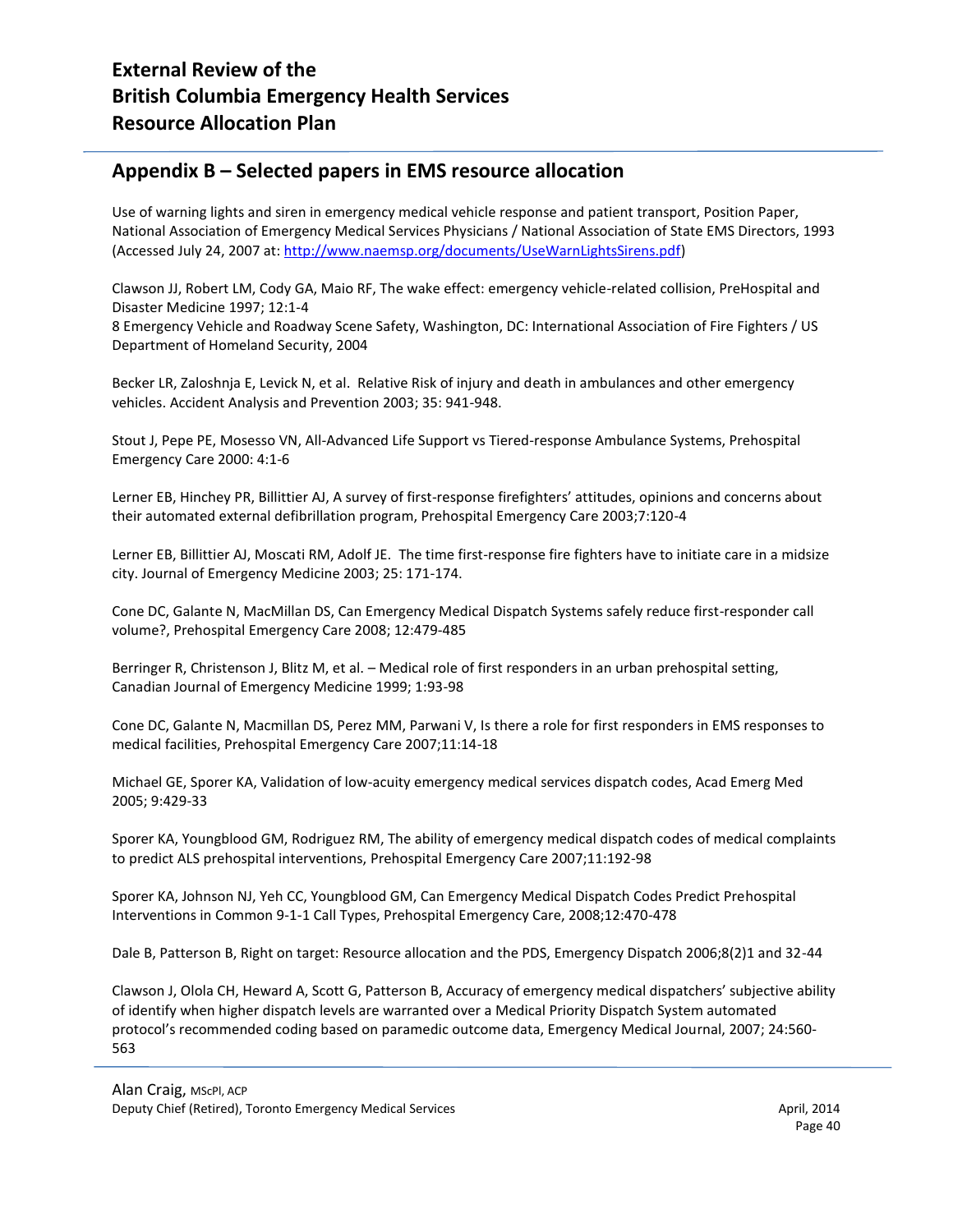## Appendix B – Selected papers in EMS resource allocation

Use of warning lights and siren in emergency medical vehicle response and patient transport, Position Paper, National Association of Emergency Medical Services Physicians / National Association of State EMS Directors, 1993 (Accessed July 24, 2007 at: http://www.naemsp.org/documents/UseWarnLightsSirens.pdf)

Clawson JJ, Robert LM, Cody GA, Maio RF, The wake effect: emergency vehicle-related collision, PreHospital and Disaster Medicine 1997; 12:1-4
8 Emergency Vehicle and Roadway Scene Safety, Washington, DC: International Association of Fire Fighters / US Department of Homeland Security, 2004

Becker LR, Zaloshnja E, Levick N, et al. Relative Risk of injury and death in ambulances and other emergency vehicles. Accident Analysis and Prevention 2003; 35: 941-948.

Stout J, Pepe PE, Mosesso VN, All-Advanced Life Support vs Tiered-response Ambulance Systems, Prehospital Emergency Care 2000: 4:1-6

Lerner EB, Hinchey PR, Billittier AJ, A survey of first-response firefighters' attitudes, opinions and concerns about their automated external defibrillation program, Prehospital Emergency Care 2003;7:120-4

Lerner EB, Billittier AJ, Moscati RM, Adolf JE. The time first-response fire fighters have to initiate care in a midsize city. Journal of Emergency Medicine 2003; 25: 171-174.

Cone DC, Galante N, MacMillan DS, Can Emergency Medical Dispatch Systems safely reduce first-responder call volume?, Prehospital Emergency Care 2008; 12:479-485

Berringer R, Christenson J, Blitz M, et al. – Medical role of first responders in an urban prehospital setting, Canadian Journal of Emergency Medicine 1999; 1:93-98

Cone DC, Galante N, Macmillan DS, Perez MM, Parwani V, Is there a role for first responders in EMS responses to medical facilities, Prehospital Emergency Care 2007;11:14-18

Michael GE, Sporer KA, Validation of low-acuity emergency medical services dispatch codes, Acad Emerg Med 2005; 9:429-33

Sporer KA, Youngblood GM, Rodriguez RM, The ability of emergency medical dispatch codes of medical complaints to predict ALS prehospital interventions, Prehospital Emergency Care 2007;11:192-98

Sporer KA, Johnson NJ, Yeh CC, Youngblood GM, Can Emergency Medical Dispatch Codes Predict Prehospital Interventions in Common 9-1-1 Call Types, Prehospital Emergency Care, 2008;12:470-478

Dale B, Patterson B, Right on target: Resource allocation and the PDS, Emergency Dispatch 2006;8(2)1 and 32-44

Clawson J, Olola CH, Heward A, Scott G, Patterson B, Accuracy of emergency medical dispatchers' subjective ability of identify when higher dispatch levels are warranted over a Medical Priority Dispatch System automated protocol's recommended coding based on paramedic outcome data, Emergency Medical Journal, 2007; 24:560-563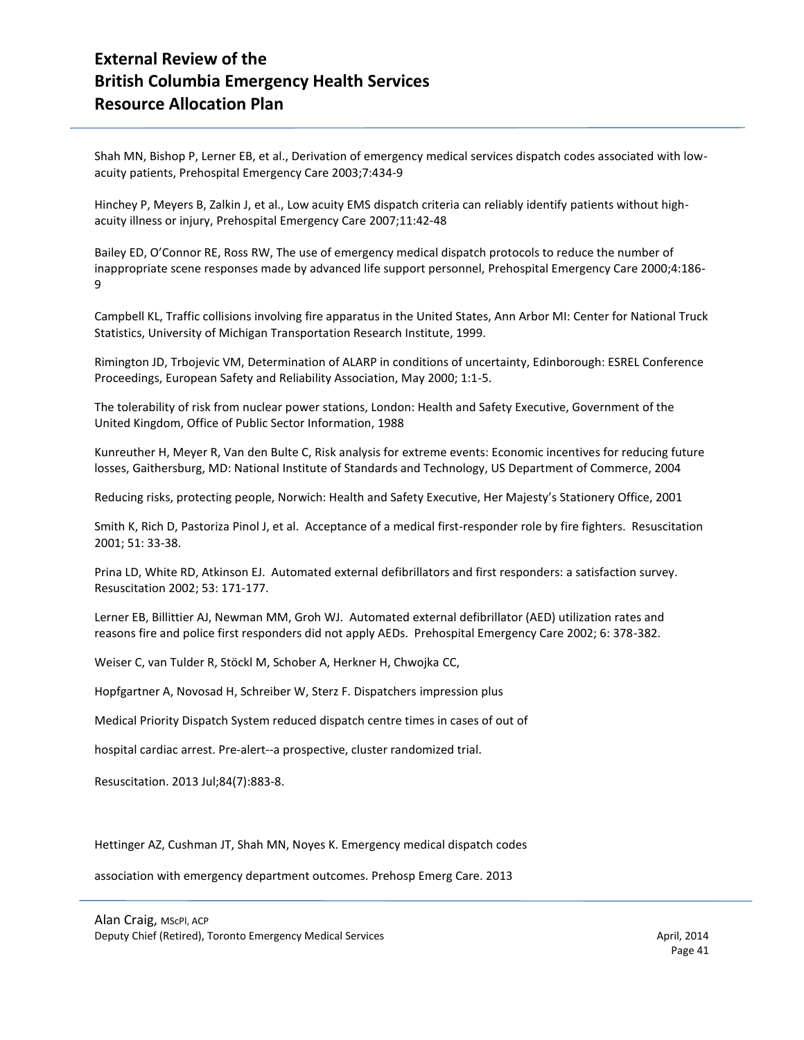Shah MN, Bishop P, Lerner EB, et al., Derivation of emergency medical services dispatch codes associated with low-acuity patients, Prehospital Emergency Care 2003;7:434-9

Hinchey P, Meyers B, Zalkin J, et al., Low acuity EMS dispatch criteria can reliably identify patients without high-acuity illness or injury, Prehospital Emergency Care 2007;11:42-48

Bailey ED, O'Connor RE, Ross RW, The use of emergency medical dispatch protocols to reduce the number of inappropriate scene responses made by advanced life support personnel, Prehospital Emergency Care 2000;4:186-9

Campbell KL, Traffic collisions involving fire apparatus in the United States, Ann Arbor MI: Center for National Truck Statistics, University of Michigan Transportation Research Institute, 1999.

Rimington JD, Trbojevic VM, Determination of ALARP in conditions of uncertainty, Edinborough: ESREL Conference Proceedings, European Safety and Reliability Association, May 2000; 1:1-5.

The tolerability of risk from nuclear power stations, London: Health and Safety Executive, Government of the United Kingdom, Office of Public Sector Information, 1988

Kunreuther H, Meyer R, Van den Bulte C, Risk analysis for extreme events: Economic incentives for reducing future losses, Gaithersburg, MD: National Institute of Standards and Technology, US Department of Commerce, 2004

Reducing risks, protecting people, Norwich: Health and Safety Executive, Her Majesty's Stationery Office, 2001

Smith K, Rich D, Pastoriza Pinol J, et al. Acceptance of a medical first-responder role by fire fighters. Resuscitation 2001; 51: 33-38.

Prina LD, White RD, Atkinson EJ. Automated external defibrillators and first responders: a satisfaction survey. Resuscitation 2002; 53: 171-177.

Lerner EB, Billittier AJ, Newman MM, Groh WJ. Automated external defibrillator (AED) utilization rates and reasons fire and police first responders did not apply AEDs. Prehospital Emergency Care 2002; 6: 378-382.

Weiser C, van Tulder R, Stöckl M, Schober A, Herkner H, Chwojka CC,

Hopfgartner A, Novosad H, Schreiber W, Sterz F. Dispatchers impression plus

Medical Priority Dispatch System reduced dispatch centre times in cases of out of

hospital cardiac arrest. Pre-alert--a prospective, cluster randomized trial.

Resuscitation. 2013 Jul;84(7):883-8.

Hettinger AZ, Cushman JT, Shah MN, Noyes K. Emergency medical dispatch codes

association with emergency department outcomes. Prehosp Emerg Care. 2013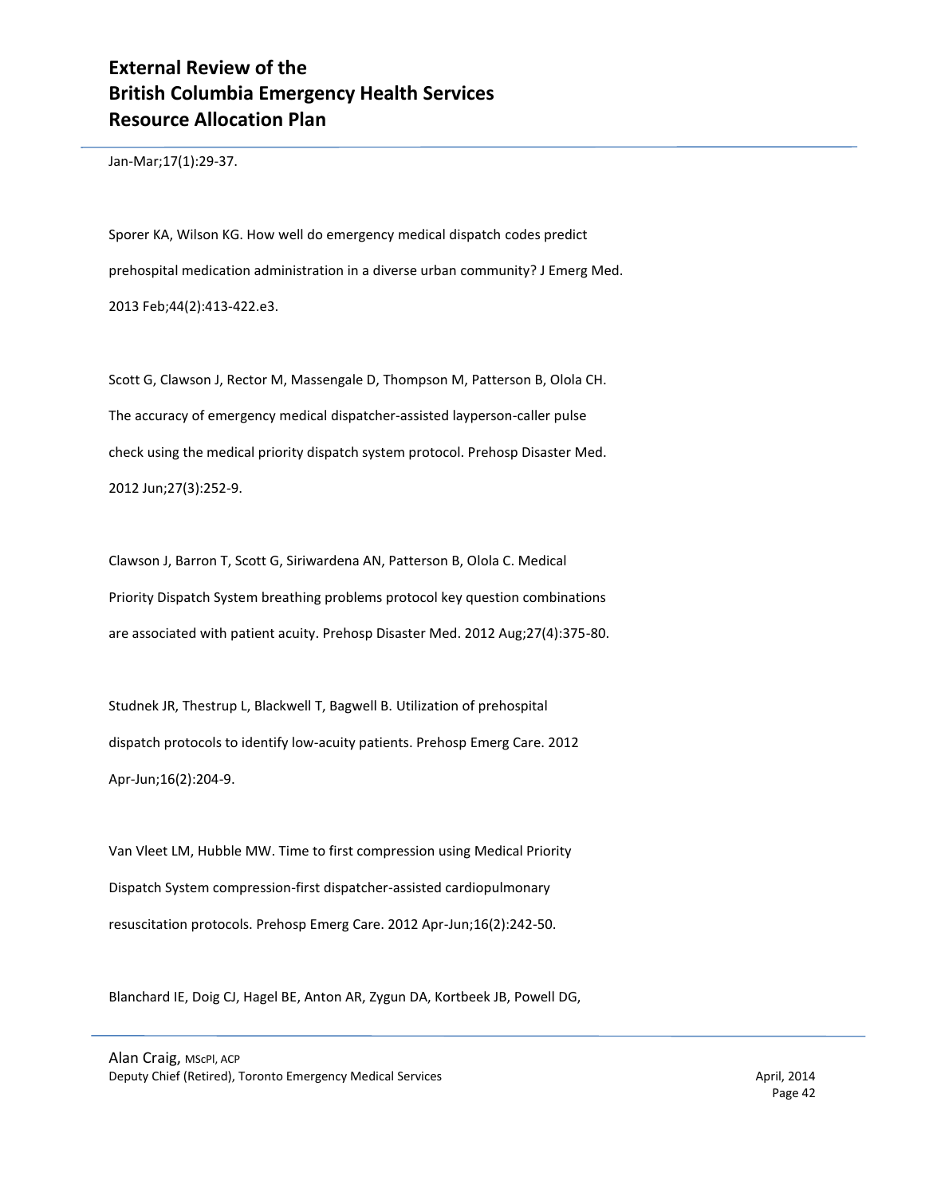Jan-Mar;17(1):29-37.

Sporer KA, Wilson KG. How well do emergency medical dispatch codes predict prehospital medication administration in a diverse urban community? J Emerg Med. 2013 Feb;44(2):413-422.e3.

Scott G, Clawson J, Rector M, Massengale D, Thompson M, Patterson B, Olola CH. The accuracy of emergency medical dispatcher-assisted layperson-caller pulse check using the medical priority dispatch system protocol. Prehosp Disaster Med. 2012 Jun;27(3):252-9.

Clawson J, Barron T, Scott G, Siriwardena AN, Patterson B, Olola C. Medical Priority Dispatch System breathing problems protocol key question combinations are associated with patient acuity. Prehosp Disaster Med. 2012 Aug;27(4):375-80.

Studnek JR, Thestrup L, Blackwell T, Bagwell B. Utilization of prehospital dispatch protocols to identify low-acuity patients. Prehosp Emerg Care. 2012 Apr-Jun;16(2):204-9.

Van Vleet LM, Hubble MW. Time to first compression using Medical Priority Dispatch System compression-first dispatcher-assisted cardiopulmonary resuscitation protocols. Prehosp Emerg Care. 2012 Apr-Jun;16(2):242-50.

Blanchard IE, Doig CJ, Hagel BE, Anton AR, Zygun DA, Kortbeek JB, Powell DG,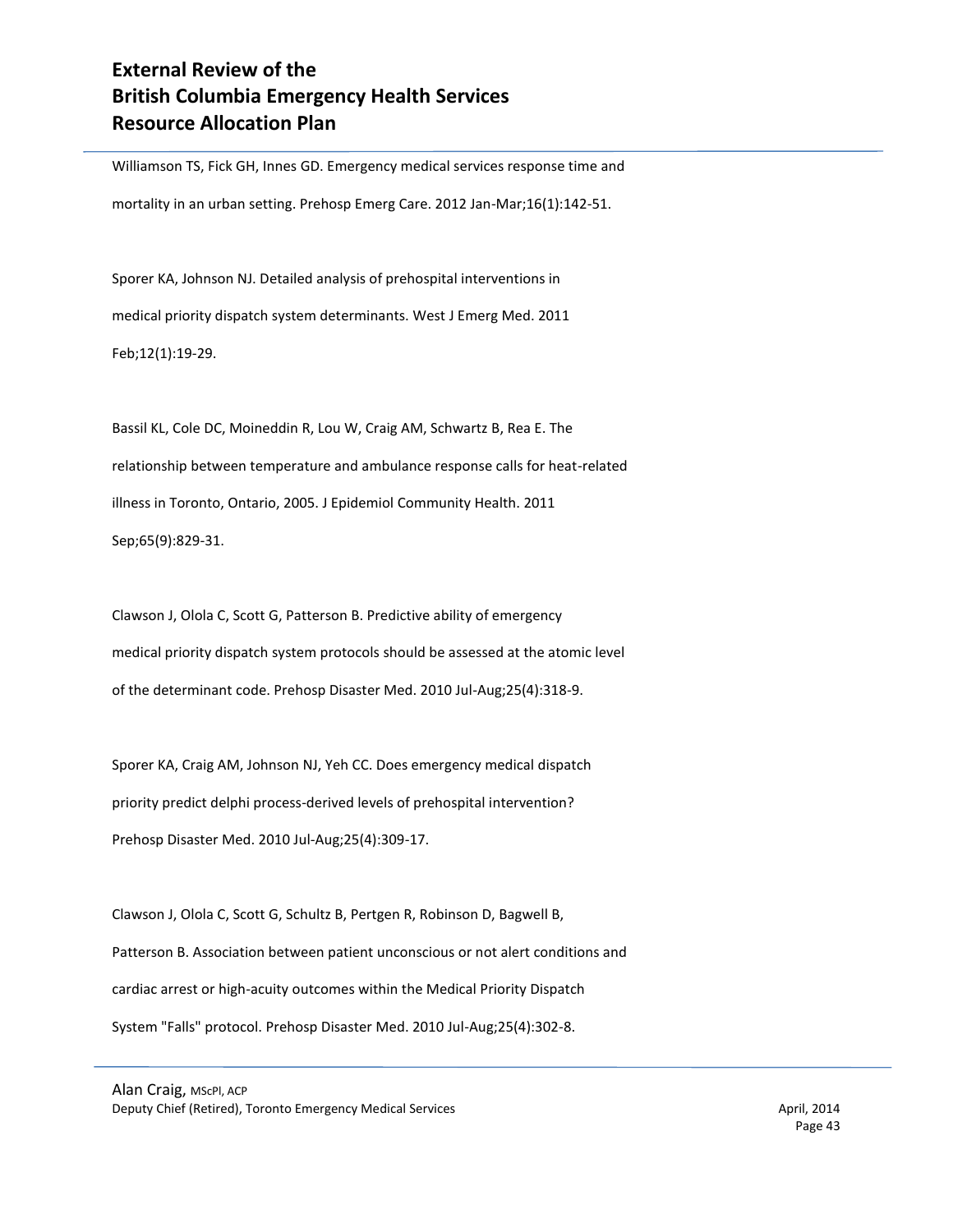Williamson TS, Fick GH, Innes GD. Emergency medical services response time and mortality in an urban setting. Prehosp Emerg Care. 2012 Jan-Mar;16(1):142-51.

Sporer KA, Johnson NJ. Detailed analysis of prehospital interventions in medical priority dispatch system determinants. West J Emerg Med. 2011 Feb;12(1):19-29.

Bassil KL, Cole DC, Moineddin R, Lou W, Craig AM, Schwartz B, Rea E. The relationship between temperature and ambulance response calls for heat-related illness in Toronto, Ontario, 2005. J Epidemiol Community Health. 2011 Sep;65(9):829-31.

Clawson J, Olola C, Scott G, Patterson B. Predictive ability of emergency medical priority dispatch system protocols should be assessed at the atomic level of the determinant code. Prehosp Disaster Med. 2010 Jul-Aug;25(4):318-9.

Sporer KA, Craig AM, Johnson NJ, Yeh CC. Does emergency medical dispatch priority predict delphi process-derived levels of prehospital intervention? Prehosp Disaster Med. 2010 Jul-Aug;25(4):309-17.

Clawson J, Olola C, Scott G, Schultz B, Pertgen R, Robinson D, Bagwell B, Patterson B. Association between patient unconscious or not alert conditions and cardiac arrest or high-acuity outcomes within the Medical Priority Dispatch System "Falls" protocol. Prehosp Disaster Med. 2010 Jul-Aug;25(4):302-8.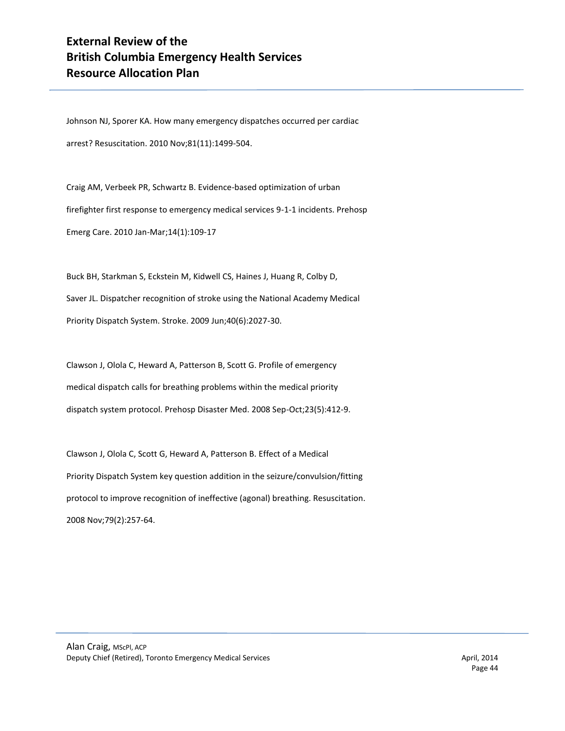Johnson NJ, Sporer KA. How many emergency dispatches occurred per cardiac arrest? Resuscitation. 2010 Nov;81(11):1499-504.

Craig AM, Verbeek PR, Schwartz B. Evidence-based optimization of urban firefighter first response to emergency medical services 9-1-1 incidents. Prehosp Emerg Care. 2010 Jan-Mar;14(1):109-17

Buck BH, Starkman S, Eckstein M, Kidwell CS, Haines J, Huang R, Colby D, Saver JL. Dispatcher recognition of stroke using the National Academy Medical Priority Dispatch System. Stroke. 2009 Jun;40(6):2027-30.

Clawson J, Olola C, Heward A, Patterson B, Scott G. Profile of emergency medical dispatch calls for breathing problems within the medical priority dispatch system protocol. Prehosp Disaster Med. 2008 Sep-Oct;23(5):412-9.

Clawson J, Olola C, Scott G, Heward A, Patterson B. Effect of a Medical Priority Dispatch System key question addition in the seizure/convulsion/fitting protocol to improve recognition of ineffective (agonal) breathing. Resuscitation. 2008 Nov;79(2):257-64.